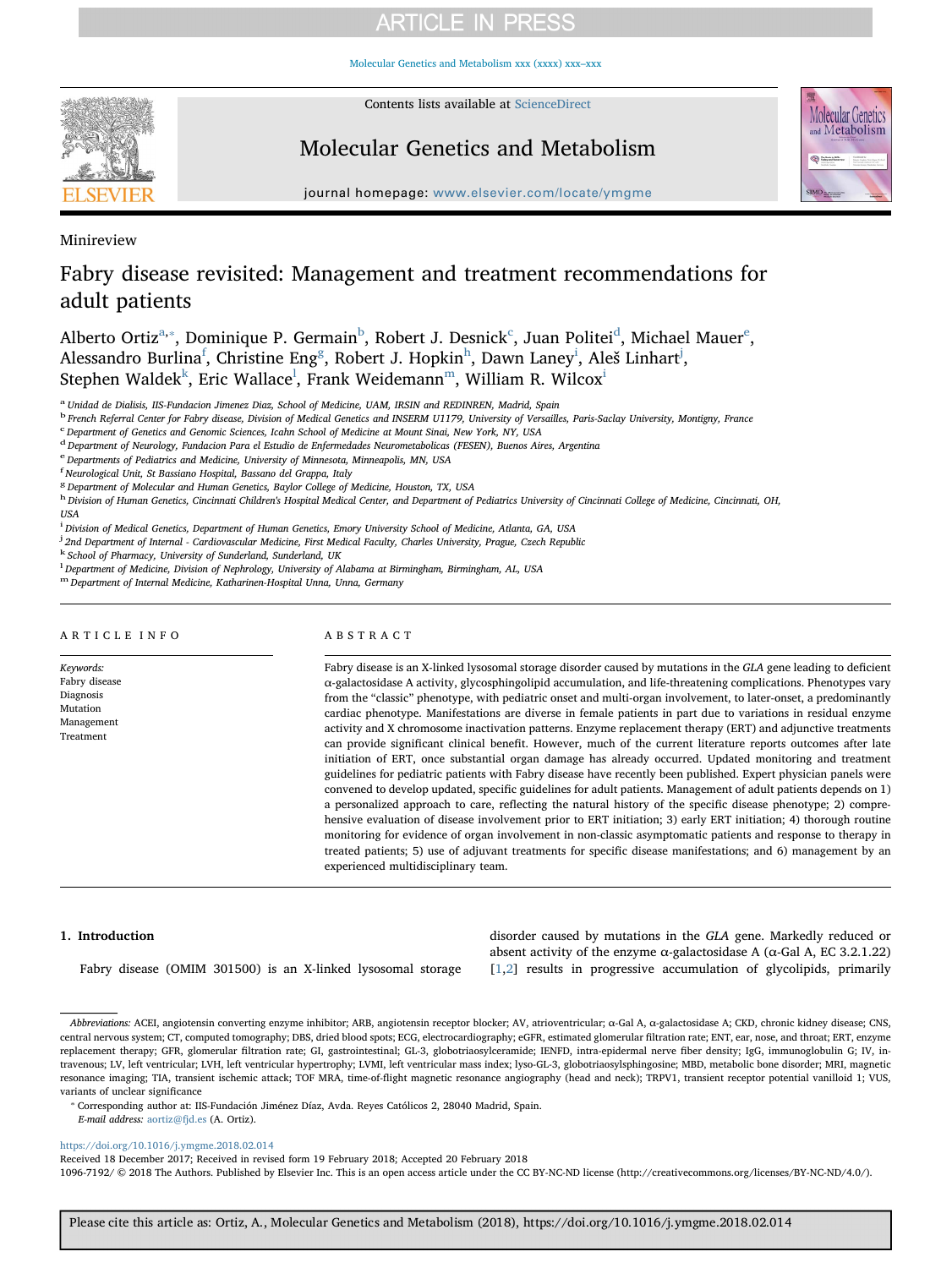Minireview

# Fabry disease revisited: Management and treatment recommendations for adult patients

Alberto Ortiz[a,*], Dominique P. Germain[b], Robert J. Desnick[c], Juan Politei[d], Michael Mauer[e], Alessandro Burlina[f], Christine Eng[g], Robert J. Hopkin[h], Dawn Laney[i], Aleš Linhart[j], Stephen Waldek[k], Eric Wallace[l], Frank Weidemann[m], William R. Wilcox[i]

[a] Unidad de Dialisis, IIS-Fundacion Jimenez Diaz, School of Medicine, UAM, IRSIN and REDINREN, Madrid, Spain
[b] French Referral Center for Fabry disease, Division of Medical Genetics and INSERM U1179, University of Versailles, Paris-Saclay University, Montigny, France
[c] Department of Genetics and Genomic Sciences, Icahn School of Medicine at Mount Sinai, New York, NY, USA
[d] Department of Neurology, Fundacion Para el Estudio de Enfermedades Neurometabolicas (FESEN), Buenos Aires, Argentina
[e] Departments of Pediatrics and Medicine, University of Minnesota, Minneapolis, MN, USA
[f] Neurological Unit, St Bassiano Hospital, Bassano del Grappa, Italy
[g] Department of Molecular and Human Genetics, Baylor College of Medicine, Houston, TX, USA
[h] Division of Human Genetics, Cincinnati Children's Hospital Medical Center, and Department of Pediatrics University of Cincinnati College of Medicine, Cincinnati, OH, USA
[i] Division of Medical Genetics, Department of Human Genetics, Emory University School of Medicine, Atlanta, GA, USA
[j] 2nd Department of Internal - Cardiovascular Medicine, First Medical Faculty, Charles University, Prague, Czech Republic
[k] School of Pharmacy, University of Sunderland, Sunderland, UK
[l] Department of Medicine, Division of Nephrology, University of Alabama at Birmingham, Birmingham, AL, USA
[m] Department of Internal Medicine, Katharinen-Hospital Unna, Unna, Germany

## ARTICLE INFO

*Keywords:*
Fabry disease
Diagnosis
Mutation
Management
Treatment

## ABSTRACT

Fabry disease is an X-linked lysosomal storage disorder caused by mutations in the *GLA* gene leading to deficient α-galactosidase A activity, glycosphingolipid accumulation, and life-threatening complications. Phenotypes vary from the "classic" phenotype, with pediatric onset and multi-organ involvement, to later-onset, a predominantly cardiac phenotype. Manifestations are diverse in female patients in part due to variations in residual enzyme activity and X chromosome inactivation patterns. Enzyme replacement therapy (ERT) and adjunctive treatments can provide significant clinical benefit. However, much of the current literature reports outcomes after late initiation of ERT, once substantial organ damage has already occurred. Updated monitoring and treatment guidelines for pediatric patients with Fabry disease have recently been published. Expert physician panels were convened to develop updated, specific guidelines for adult patients. Management of adult patients depends on 1) a personalized approach to care, reflecting the natural history of the specific disease phenotype; 2) comprehensive evaluation of disease involvement prior to ERT initiation; 3) early ERT initiation; 4) thorough routine monitoring for evidence of organ involvement in non-classic asymptomatic patients and response to therapy in treated patients; 5) use of adjuvant treatments for specific disease manifestations; and 6) management by an experienced multidisciplinary team.

## 1. Introduction

Fabry disease (OMIM 301500) is an X-linked lysosomal storage disorder caused by mutations in the *GLA* gene. Markedly reduced or absent activity of the enzyme α-galactosidase A (α-Gal A, EC 3.2.1.22) [1,2] results in progressive accumulation of glycolipids, primarily

---

*Abbreviations:* ACEI, angiotensin converting enzyme inhibitor; ARB, angiotensin receptor blocker; AV, atrioventricular; α-Gal A, α-galactosidase A; CKD, chronic kidney disease; CNS, central nervous system; CT, computed tomography; DBS, dried blood spots; ECG, electrocardiography; eGFR, estimated glomerular filtration rate; ENT, ear, nose, and throat; ERT, enzyme replacement therapy; GFR, glomerular filtration rate; GI, gastrointestinal; GL-3, globotriaosylceramide; IENFD, intra-epidermal nerve fiber density; IgG, immunoglobulin G; IV, intravenous; LV, left ventricular; LVH, left ventricular hypertrophy; LVMI, left ventricular mass index; lyso-GL-3, globotriaosylsphingosine; MBD, metabolic bone disorder; MRI, magnetic resonance imaging; TIA, transient ischemic attack; TOF MRA, time-of-flight magnetic resonance angiography (head and neck); TRPV1, transient receptor potential vanilloid 1; VUS, variants of unclear significance

* Corresponding author at: IIS-Fundación Jiménez Díaz, Avda. Reyes Católicos 2, 28040 Madrid, Spain.
*E-mail address:* aortiz@fjd.es (A. Ortiz).

https://doi.org/10.1016/j.ymgme.2018.02.014
Received 18 December 2017; Received in revised form 19 February 2018; Accepted 20 February 2018
1096-7192/ © 2018 The Authors. Published by Elsevier Inc. This is an open access article under the CC BY-NC-ND license (http://creativecommons.org/licenses/BY-NC-ND/4.0/).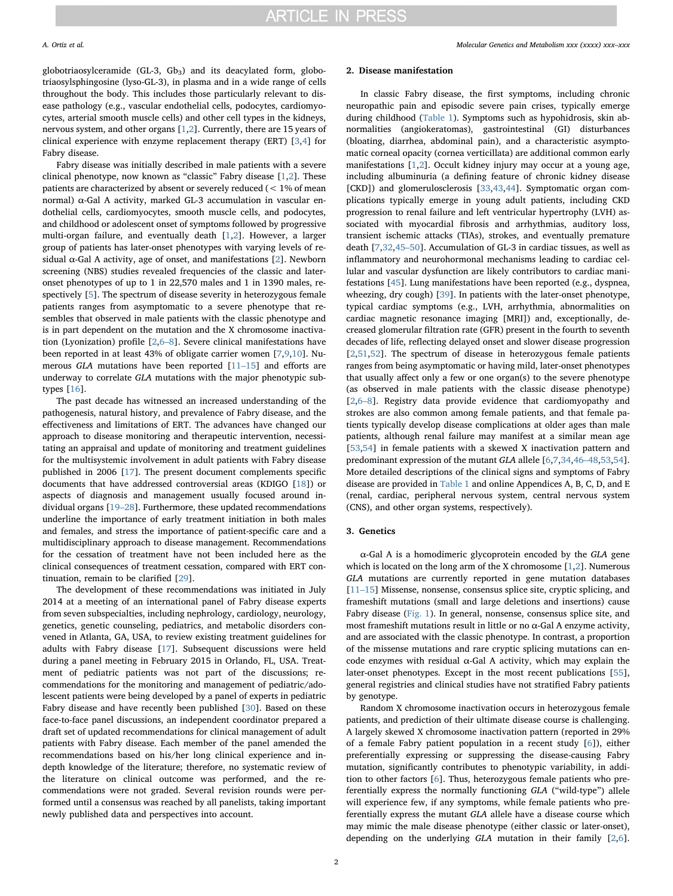globotriaosylceramide (GL-3, $Gb_3$) and its deacylated form, globotriaosylsphingosine (lyso-GL-3), in plasma and in a wide range of cells throughout the body. This includes those particularly relevant to disease pathology (e.g., vascular endothelial cells, podocytes, cardiomyocytes, arterial smooth muscle cells) and other cell types in the kidneys, nervous system, and other organs [1,2]. Currently, there are 15 years of clinical experience with enzyme replacement therapy (ERT) [3,4] for Fabry disease.

Fabry disease was initially described in male patients with a severe clinical phenotype, now known as "classic" Fabry disease [1,2]. These patients are characterized by absent or severely reduced (< 1% of mean normal) α-Gal A activity, marked GL-3 accumulation in vascular endothelial cells, cardiomyocytes, smooth muscle cells, and podocytes, and childhood or adolescent onset of symptoms followed by progressive multi-organ failure, and eventually death [1,2]. However, a larger group of patients has later-onset phenotypes with varying levels of residual α-Gal A activity, age of onset, and manifestations [2]. Newborn screening (NBS) studies revealed frequencies of the classic and later-onset phenotypes of up to 1 in 22,570 males and 1 in 1390 males, respectively [5]. The spectrum of disease severity in heterozygous female patients ranges from asymptomatic to a severe phenotype that resembles that observed in male patients with the classic phenotype and is in part dependent on the mutation and the X chromosome inactivation (Lyonization) profile [2,6–8]. Severe clinical manifestations have been reported in at least 43% of obligate carrier women [7,9,10]. Numerous *GLA* mutations have been reported [11–15] and efforts are underway to correlate *GLA* mutations with the major phenotypic subtypes [16].

The past decade has witnessed an increased understanding of the pathogenesis, natural history, and prevalence of Fabry disease, and the effectiveness and limitations of ERT. The advances have changed our approach to disease monitoring and therapeutic intervention, necessitating an appraisal and update of monitoring and treatment guidelines for the multisystemic involvement in adult patients with Fabry disease published in 2006 [17]. The present document complements specific documents that have addressed controversial areas (KDIGO [18]) or aspects of diagnosis and management usually focused around individual organs [19–28]. Furthermore, these updated recommendations underline the importance of early treatment initiation in both males and females, and stress the importance of patient-specific care and a multidisciplinary approach to disease management. Recommendations for the cessation of treatment have not been included here as the clinical consequences of treatment cessation, compared with ERT continuation, remain to be clarified [29].

The development of these recommendations was initiated in July 2014 at a meeting of an international panel of Fabry disease experts from seven subspecialties, including nephrology, cardiology, neurology, genetics, genetic counseling, pediatrics, and metabolic disorders convened in Atlanta, GA, USA, to review existing treatment guidelines for adults with Fabry disease [17]. Subsequent discussions were held during a panel meeting in February 2015 in Orlando, FL, USA. Treatment of pediatric patients was not part of the discussions; recommendations for the monitoring and management of pediatric/adolescent patients were being developed by a panel of experts in pediatric Fabry disease and have recently been published [30]. Based on these face-to-face panel discussions, an independent coordinator prepared a draft set of updated recommendations for clinical management of adult patients with Fabry disease. Each member of the panel amended the recommendations based on his/her long clinical experience and in-depth knowledge of the literature; therefore, no systematic review of the literature on clinical outcome was performed, and the recommendations were not graded. Several revision rounds were performed until a consensus was reached by all panelists, taking important newly published data and perspectives into account.

## 2. Disease manifestation

In classic Fabry disease, the first symptoms, including chronic neuropathic pain and episodic severe pain crises, typically emerge during childhood (Table 1). Symptoms such as hypohidrosis, skin abnormalities (angiokeratomas), gastrointestinal (GI) disturbances (bloating, diarrhea, abdominal pain), and a characteristic asymptomatic corneal opacity (cornea verticillata) are additional common early manifestations [1,2]. Occult kidney injury may occur at a young age, including albuminuria (a defining feature of chronic kidney disease [CKD]) and glomerulosclerosis [33,43,44]. Symptomatic organ complications typically emerge in young adult patients, including CKD progression to renal failure and left ventricular hypertrophy (LVH) associated with myocardial fibrosis and arrhythmias, auditory loss, transient ischemic attacks (TIAs), strokes, and eventually premature death [7,32,45–50]. Accumulation of GL-3 in cardiac tissues, as well as inflammatory and neurohormonal mechanisms leading to cardiac cellular and vascular dysfunction are likely contributors to cardiac manifestations [45]. Lung manifestations have been reported (e.g., dyspnea, wheezing, dry cough) [39]. In patients with the later-onset phenotype, typical cardiac symptoms (e.g., LVH, arrhythmia, abnormalities on cardiac magnetic resonance imaging [MRI]) and, exceptionally, decreased glomerular filtration rate (GFR) present in the fourth to seventh decades of life, reflecting delayed onset and slower disease progression [2,51,52]. The spectrum of disease in heterozygous female patients ranges from being asymptomatic or having mild, later-onset phenotypes that usually affect only a few or one organ(s) to the severe phenotype (as observed in male patients with the classic disease phenotype) [2,6–8]. Registry data provide evidence that cardiomyopathy and strokes are also common among female patients, and that female patients typically develop disease complications at older ages than male patients, although renal failure may manifest at a similar mean age [53,54] in female patients with a skewed X inactivation pattern and predominant expression of the mutant *GLA* allele [6,7,34,46–48,53,54]. More detailed descriptions of the clinical signs and symptoms of Fabry disease are provided in Table 1 and online Appendices A, B, C, D, and E (renal, cardiac, peripheral nervous system, central nervous system (CNS), and other organ systems, respectively).

## 3. Genetics

α-Gal A is a homodimeric glycoprotein encoded by the *GLA* gene which is located on the long arm of the X chromosome [1,2]. Numerous *GLA* mutations are currently reported in gene mutation databases [11–15] Missense, nonsense, consensus splice site, cryptic splicing, and frameshift mutations (small and large deletions and insertions) cause Fabry disease (Fig. 1). In general, nonsense, consensus splice site, and most frameshift mutations result in little or no α-Gal A enzyme activity, and are associated with the classic phenotype. In contrast, a proportion of the missense mutations and rare cryptic splicing mutations can encode enzymes with residual α-Gal A activity, which may explain the later-onset phenotypes. Except in the most recent publications [55], general registries and clinical studies have not stratified Fabry patients by genotype.

Random X chromosome inactivation occurs in heterozygous female patients, and prediction of their ultimate disease course is challenging. A largely skewed X chromosome inactivation pattern (reported in 29% of a female Fabry patient population in a recent study [6]), either preferentially expressing or suppressing the disease-causing Fabry mutation, significantly contributes to phenotypic variability, in addition to other factors [6]. Thus, heterozygous female patients who preferentially express the normally functioning *GLA* ("wild-type") allele will experience few, if any symptoms, while female patients who preferentially express the mutant *GLA* allele have a disease course which may mimic the male disease phenotype (either classic or later-onset), depending on the underlying *GLA* mutation in their family [2,6].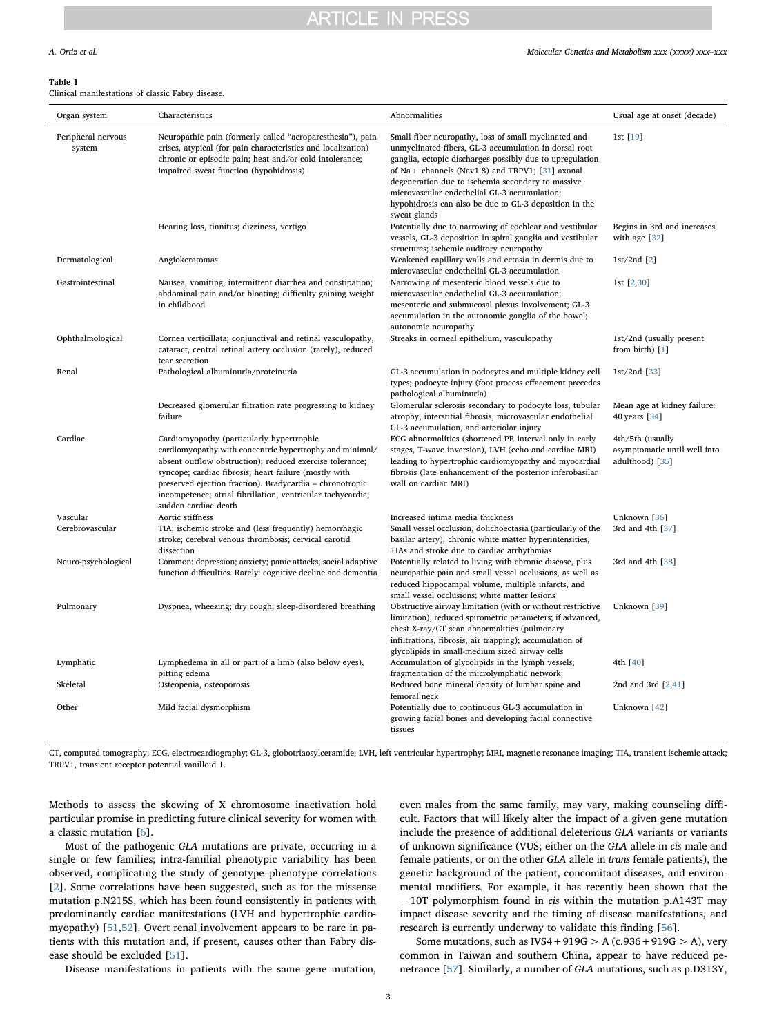**Table 1**
Clinical manifestations of classic Fabry disease.

| Organ system | Characteristics | Abnormalities | Usual age at onset (decade) |
|---|---|---|---|
| Peripheral nervous system | Neuropathic pain (formerly called "acroparesthesia"), pain crises, atypical (for pain characteristics and localization) chronic or episodic pain; heat and/or cold intolerance; impaired sweat function (hypohidrosis) | Small fiber neuropathy, loss of small myelinated and unmyelinated fibers, GL-3 accumulation in dorsal root ganglia, ectopic discharges possibly due to upregulation of Na+ channels (Nav1.8) and TRPV1; [31] axonal degeneration due to ischemia secondary to massive microvascular endothelial GL-3 accumulation; hypohidrosis can also be due to GL-3 deposition in the sweat glands | 1st [19] |
| | Hearing loss, tinnitus; dizziness, vertigo | Potentially due to narrowing of cochlear and vestibular vessels, GL-3 deposition in spiral ganglia and vestibular structures; ischemic auditory neuropathy | Begins in 3rd and increases with age [32] |
| Dermatological | Angiokeratomas | Weakened capillary walls and ectasia in dermis due to microvascular endothelial GL-3 accumulation | 1st/2nd [2] |
| Gastrointestinal | Nausea, vomiting, intermittent diarrhea and constipation; abdominal pain and/or bloating; difficulty gaining weight in childhood | Narrowing of mesenteric blood vessels due to microvascular endothelial GL-3 accumulation; mesenteric and submucosal plexus involvement; GL-3 accumulation in the autonomic ganglia of the bowel; autonomic neuropathy | 1st [2,30] |
| Ophthalmological | Cornea verticillata; conjunctival and retinal vasculopathy, cataract, central retinal artery occlusion (rarely), reduced tear secretion | Streaks in corneal epithelium, vasculopathy | 1st/2nd (usually present from birth) [1] |
| Renal | Pathological albuminuria/proteinuria | GL-3 accumulation in podocytes and multiple kidney cell types; podocyte injury (foot process effacement precedes pathological albuminuria) | 1st/2nd [33] |
| | Decreased glomerular filtration rate progressing to kidney failure | Glomerular sclerosis secondary to podocyte loss, tubular atrophy, interstitial fibrosis, microvascular endothelial GL-3 accumulation, and arteriolar injury | Mean age at kidney failure: 40 years [34] |
| Cardiac | Cardiomyopathy (particularly hypertrophic cardiomyopathy with concentric hypertrophy and minimal/absent outflow obstruction); reduced exercise tolerance; syncope; cardiac fibrosis; heart failure (mostly with preserved ejection fraction). Bradycardia – chronotropic incompetence; atrial fibrillation, ventricular tachycardia; sudden cardiac death | ECG abnormalities (shortened PR interval only in early stages, T-wave inversion), LVH (echo and cardiac MRI) leading to hypertrophic cardiomyopathy and myocardial fibrosis (late enhancement of the posterior inferobasilar wall on cardiac MRI) | 4th/5th (usually asymptomatic until well into adulthood) [35] |
| Vascular | Aortic stiffness | Increased intima media thickness | Unknown [36] |
| Cerebrovascular | TIA; ischemic stroke and (less frequently) hemorrhagic stroke; cerebral venous thrombosis; cervical carotid dissection | Small vessel occlusion, dolichoectasia (particularly of the basilar artery), chronic white matter hyperintensities, TIAs and stroke due to cardiac arrhythmias | 3rd and 4th [37] |
| Neuro-psychological | Common: depression; anxiety; panic attacks; social adaptive function difficulties. Rarely: cognitive decline and dementia | Potentially related to living with chronic disease, plus neuropathic pain and small vessel occlusions, as well as reduced hippocampal volume, multiple infarcts, and small vessel occlusions; white matter lesions | 3rd and 4th [38] |
| Pulmonary | Dyspnea, wheezing; dry cough; sleep-disordered breathing | Obstructive airway limitation (with or without restrictive limitation), reduced spirometric parameters; if advanced, chest X-ray/CT scan abnormalities (pulmonary infiltrations, fibrosis, air trapping); accumulation of glycolipids in small-medium sized airway cells | Unknown [39] |
| Lymphatic | Lymphedema in all or part of a limb (also below eyes), pitting edema | Accumulation of glycolipids in the lymph vessels; fragmentation of the microlymphatic network | 4th [40] |
| Skeletal | Osteopenia, osteoporosis | Reduced bone mineral density of lumbar spine and femoral neck | 2nd and 3rd [2,41] |
| Other | Mild facial dysmorphism | Potentially due to continuous GL-3 accumulation in growing facial bones and developing facial connective tissues | Unknown [42] |

CT, computed tomography; ECG, electrocardiography; GL-3, globotriaosylceramide; LVH, left ventricular hypertrophy; MRI, magnetic resonance imaging; TIA, transient ischemic attack; TRPV1, transient receptor potential vanilloid 1.

Methods to assess the skewing of X chromosome inactivation hold particular promise in predicting future clinical severity for women with a classic mutation [6].

Most of the pathogenic *GLA* mutations are private, occurring in a single or few families; intra-familial phenotypic variability has been observed, complicating the study of genotype–phenotype correlations [2]. Some correlations have been suggested, such as for the missense mutation p.N215S, which has been found consistently in patients with predominantly cardiac manifestations (LVH and hypertrophic cardiomyopathy) [51,52]. Overt renal involvement appears to be rare in patients with this mutation and, if present, causes other than Fabry disease should be excluded [51].

Disease manifestations in patients with the same gene mutation, even males from the same family, may vary, making counseling difficult. Factors that will likely alter the impact of a given gene mutation include the presence of additional deleterious *GLA* variants or variants of unknown significance (VUS; either on the *GLA* allele in *cis* male and female patients, or on the other *GLA* allele in *trans* female patients), the genetic background of the patient, concomitant diseases, and environmental modifiers. For example, it has recently been shown that the −10T polymorphism found in *cis* within the mutation p.A143T may impact disease severity and the timing of disease manifestations, and research is currently underway to validate this finding [56].

Some mutations, such as IVS4 + 919G > A (c.936 + 919G > A), very common in Taiwan and southern China, appear to have reduced penetrance [57]. Similarly, a number of *GLA* mutations, such as p.D313Y,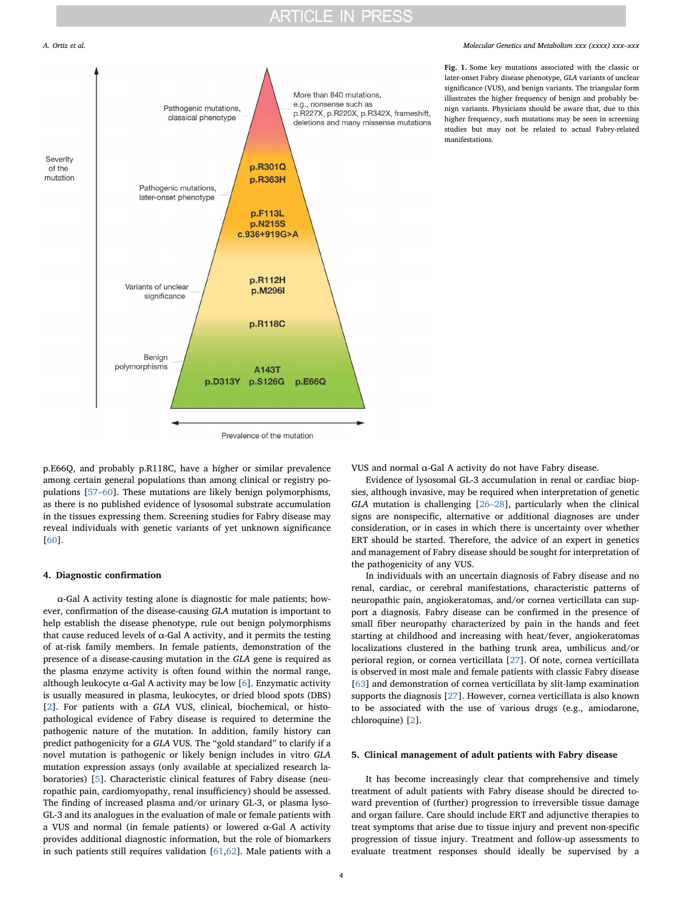**Fig. 1.** Some key mutations associated with the classic or later-onset Fabry disease phenotype, *GLA* variants of unclear significance (VUS), and benign variants. The triangular form illustrates the higher frequency of benign and probably benign variants. Physicians should be aware that, due to this higher frequency, such mutations may be seen in screening studies but may not be related to actual Fabry-related manifestations.

p.E66Q, and probably p.R118C, have a higher or similar prevalence among certain general populations than among clinical or registry populations [57–60]. These mutations are likely benign polymorphisms, as there is no published evidence of lysosomal substrate accumulation in the tissues expressing them. Screening studies for Fabry disease may reveal individuals with genetic variants of yet unknown significance [60].

## 4. Diagnostic confirmation

α-Gal A activity testing alone is diagnostic for male patients; however, confirmation of the disease-causing *GLA* mutation is important to help establish the disease phenotype, rule out benign polymorphisms that cause reduced levels of α-Gal A activity, and it permits the testing of at-risk family members. In female patients, demonstration of the presence of a disease-causing mutation in the *GLA* gene is required as the plasma enzyme activity is often found within the normal range, although leukocyte α-Gal A activity may be low [6]. Enzymatic activity is usually measured in plasma, leukocytes, or dried blood spots (DBS) [2]. For patients with a *GLA* VUS, clinical, biochemical, or histopathological evidence of Fabry disease is required to determine the pathogenic nature of the mutation. In addition, family history can predict pathogenicity for a *GLA* VUS. The "gold standard" to clarify if a novel mutation is pathogenic or likely benign includes in vitro *GLA* mutation expression assays (only available at specialized research laboratories) [5]. Characteristic clinical features of Fabry disease (neuropathic pain, cardiomyopathy, renal insufficiency) should be assessed. The finding of increased plasma and/or urinary GL-3, or plasma lyso-GL-3 and its analogues in the evaluation of male or female patients with a VUS and normal (in female patients) or lowered α-Gal A activity provides additional diagnostic information, but the role of biomarkers in such patients still requires validation [61,62]. Male patients with a VUS and normal α-Gal A activity do not have Fabry disease.

Evidence of lysosomal GL-3 accumulation in renal or cardiac biopsies, although invasive, may be required when interpretation of genetic *GLA* mutation is challenging [26–28], particularly when the clinical signs are nonspecific, alternative or additional diagnoses are under consideration, or in cases in which there is uncertainty over whether ERT should be started. Therefore, the advice of an expert in genetics and management of Fabry disease should be sought for interpretation of the pathogenicity of any VUS.

In individuals with an uncertain diagnosis of Fabry disease and no renal, cardiac, or cerebral manifestations, characteristic patterns of neuropathic pain, angiokeratomas, and/or cornea verticillata can support a diagnosis. Fabry disease can be confirmed in the presence of small fiber neuropathy characterized by pain in the hands and feet starting at childhood and increasing with heat/fever, angiokeratomas localizations clustered in the bathing trunk area, umbilicus and/or perioral region, or cornea verticillata [27]. Of note, cornea verticillata is observed in most male and female patients with classic Fabry disease [63] and demonstration of cornea verticillata by slit-lamp examination supports the diagnosis [27]. However, cornea verticillata is also known to be associated with the use of various drugs (e.g., amiodarone, chloroquine) [2].

## 5. Clinical management of adult patients with Fabry disease

It has become increasingly clear that comprehensive and timely treatment of adult patients with Fabry disease should be directed toward prevention of (further) progression to irreversible tissue damage and organ failure. Care should include ERT and adjunctive therapies to treat symptoms that arise due to tissue injury and prevent non-specific progression of tissue injury. Treatment and follow-up assessments to evaluate treatment responses should ideally be supervised by a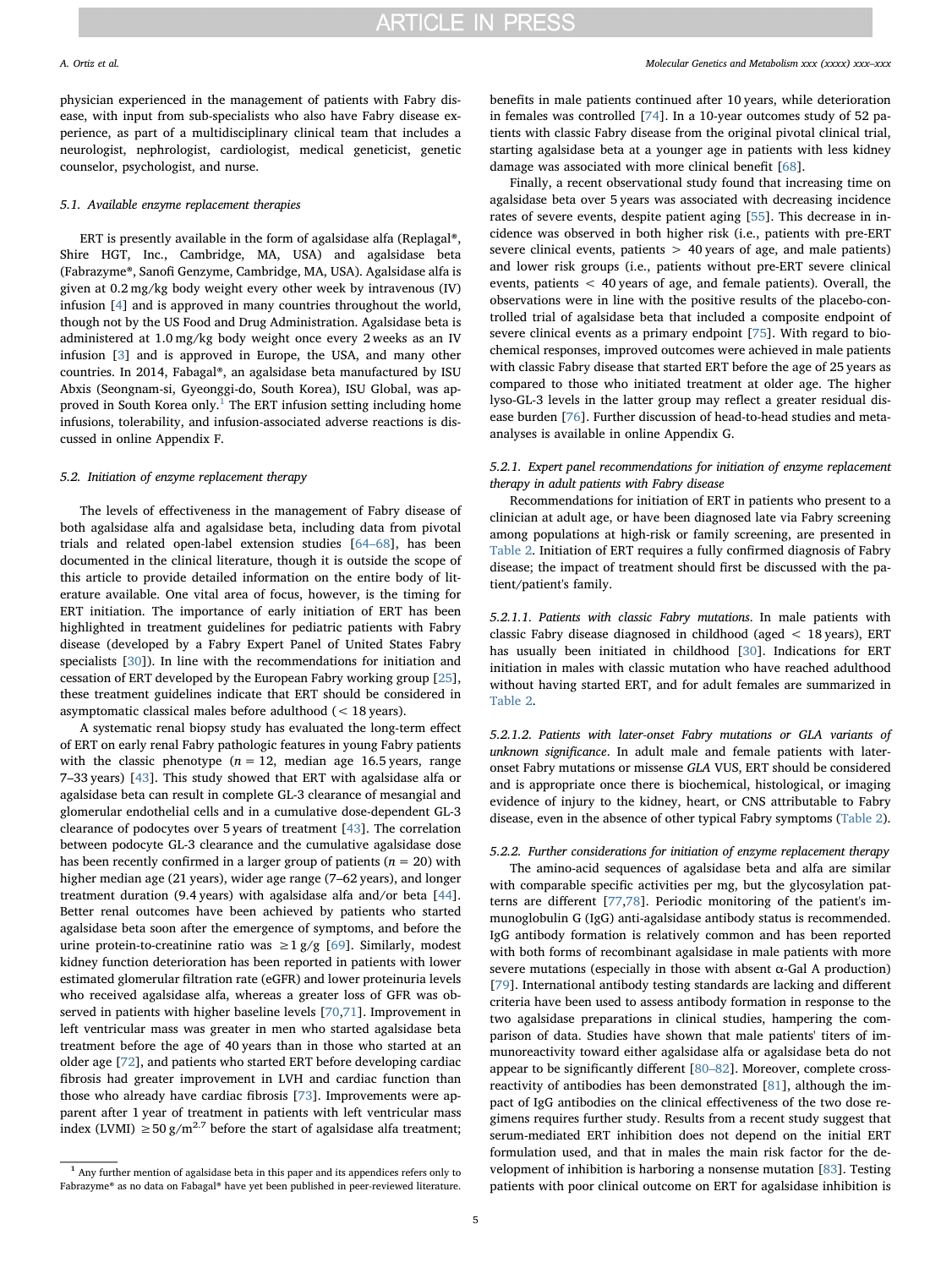physician experienced in the management of patients with Fabry disease, with input from sub-specialists who also have Fabry disease experience, as part of a multidisciplinary clinical team that includes a neurologist, nephrologist, cardiologist, medical geneticist, genetic counselor, psychologist, and nurse.

### 5.1. Available enzyme replacement therapies

ERT is presently available in the form of agalsidase alfa (Replagal®, Shire HGT, Inc., Cambridge, MA, USA) and agalsidase beta (Fabrazyme®, Sanofi Genzyme, Cambridge, MA, USA). Agalsidase alfa is given at 0.2 mg/kg body weight every other week by intravenous (IV) infusion [4] and is approved in many countries throughout the world, though not by the US Food and Drug Administration. Agalsidase beta is administered at 1.0 mg/kg body weight once every 2 weeks as an IV infusion [3] and is approved in Europe, the USA, and many other countries. In 2014, Fabagal®, an agalsidase beta manufactured by ISU Abxis (Seongnam-si, Gyeonggi-do, South Korea), ISU Global, was approved in South Korea only.[1] The ERT infusion setting including home infusions, tolerability, and infusion-associated adverse reactions is discussed in online Appendix F.

### 5.2. Initiation of enzyme replacement therapy

The levels of effectiveness in the management of Fabry disease of both agalsidase alfa and agalsidase beta, including data from pivotal trials and related open-label extension studies [64–68], has been documented in the clinical literature, though it is outside the scope of this article to provide detailed information on the entire body of literature available. One vital area of focus, however, is the timing for ERT initiation. The importance of early initiation of ERT has been highlighted in treatment guidelines for pediatric patients with Fabry disease (developed by a Fabry Expert Panel of United States Fabry specialists [30]). In line with the recommendations for initiation and cessation of ERT developed by the European Fabry working group [25], these treatment guidelines indicate that ERT should be considered in asymptomatic classical males before adulthood (< 18 years).

A systematic renal biopsy study has evaluated the long-term effect of ERT on early renal Fabry pathologic features in young Fabry patients with the classic phenotype ($n = 12$, median age 16.5 years, range 7–33 years) [43]. This study showed that ERT with agalsidase alfa or agalsidase beta can result in complete GL-3 clearance of mesangial and glomerular endothelial cells and in a cumulative dose-dependent GL-3 clearance of podocytes over 5 years of treatment [43]. The correlation between podocyte GL-3 clearance and the cumulative agalsidase dose has been recently confirmed in a larger group of patients ($n = 20$) with higher median age (21 years), wider age range (7–62 years), and longer treatment duration (9.4 years) with agalsidase alfa and/or beta [44]. Better renal outcomes have been achieved by patients who started agalsidase beta soon after the emergence of symptoms, and before the urine protein-to-creatinine ratio was ≥1 g/g [69]. Similarly, modest kidney function deterioration has been reported in patients with lower estimated glomerular filtration rate (eGFR) and lower proteinuria levels who received agalsidase alfa, whereas a greater loss of GFR was observed in patients with higher baseline levels [70,71]. Improvement in left ventricular mass was greater in men who started agalsidase beta treatment before the age of 40 years than in those who started at an older age [72], and patients who started ERT before developing cardiac fibrosis had greater improvement in LVH and cardiac function than those who already have cardiac fibrosis [73]. Improvements were apparent after 1 year of treatment in patients with left ventricular mass index (LVMI) ≥50 g/m$^{2.7}$ before the start of agalsidase alfa treatment; benefits in male patients continued after 10 years, while deterioration in females was controlled [74]. In a 10-year outcomes study of 52 patients with classic Fabry disease from the original pivotal clinical trial, starting agalsidase beta at a younger age in patients with less kidney damage was associated with more clinical benefit [68].

Finally, a recent observational study found that increasing time on agalsidase beta over 5 years was associated with decreasing incidence rates of severe events, despite patient aging [55]. This decrease in incidence was observed in both higher risk (i.e., patients with pre-ERT severe clinical events, patients > 40 years of age, and male patients) and lower risk groups (i.e., patients without pre-ERT severe clinical events, patients < 40 years of age, and female patients). Overall, the observations were in line with the positive results of the placebo-controlled trial of agalsidase beta that included a composite endpoint of severe clinical events as a primary endpoint [75]. With regard to biochemical responses, improved outcomes were achieved in male patients with classic Fabry disease that started ERT before the age of 25 years as compared to those who initiated treatment at older age. The higher lyso-GL-3 levels in the latter group may reflect a greater residual disease burden [76]. Further discussion of head-to-head studies and meta-analyses is available in online Appendix G.

#### 5.2.1. Expert panel recommendations for initiation of enzyme replacement therapy in adult patients with Fabry disease

Recommendations for initiation of ERT in patients who present to a clinician at adult age, or have been diagnosed late via Fabry screening among populations at high-risk or family screening, are presented in Table 2. Initiation of ERT requires a fully confirmed diagnosis of Fabry disease; the impact of treatment should first be discussed with the patient/patient's family.

##### 5.2.1.1. Patients with classic Fabry mutations

In male patients with classic Fabry disease diagnosed in childhood (aged < 18 years), ERT has usually been initiated in childhood [30]. Indications for ERT initiation in males with classic mutation who have reached adulthood without having started ERT, and for adult females are summarized in Table 2.

##### 5.2.1.2. Patients with later-onset Fabry mutations or *GLA* variants of unknown significance

In adult male and female patients with later-onset Fabry mutations or missense *GLA* VUS, ERT should be considered and is appropriate once there is biochemical, histological, or imaging evidence of injury to the kidney, heart, or CNS attributable to Fabry disease, even in the absence of other typical Fabry symptoms (Table 2).

#### 5.2.2. Further considerations for initiation of enzyme replacement therapy

The amino-acid sequences of agalsidase beta and alfa are similar with comparable specific activities per mg, but the glycosylation patterns are different [77,78]. Periodic monitoring of the patient's immunoglobulin G (IgG) anti-agalsidase antibody status is recommended. IgG antibody formation is relatively common and has been reported with both forms of recombinant agalsidase in male patients with more severe mutations (especially in those with absent α-Gal A production) [79]. International antibody testing standards are lacking and different criteria have been used to assess antibody formation in response to the two agalsidase preparations in clinical studies, hampering the comparison of data. Studies have shown that male patients' titers of immunoreactivity toward either agalsidase alfa or agalsidase beta do not appear to be significantly different [80–82]. Moreover, complete cross-reactivity of antibodies has been demonstrated [81], although the impact of IgG antibodies on the clinical effectiveness of the two dose regimens requires further study. Results from a recent study suggest that serum-mediated ERT inhibition does not depend on the initial ERT formulation used, and that in males the main risk factor for the development of inhibition is harboring a nonsense mutation [83]. Testing patients with poor clinical outcome on ERT for agalsidase inhibition is

---

[1] Any further mention of agalsidase beta in this paper and its appendices refers only to Fabrazyme® as no data on Fabagal® have yet been published in peer-reviewed literature.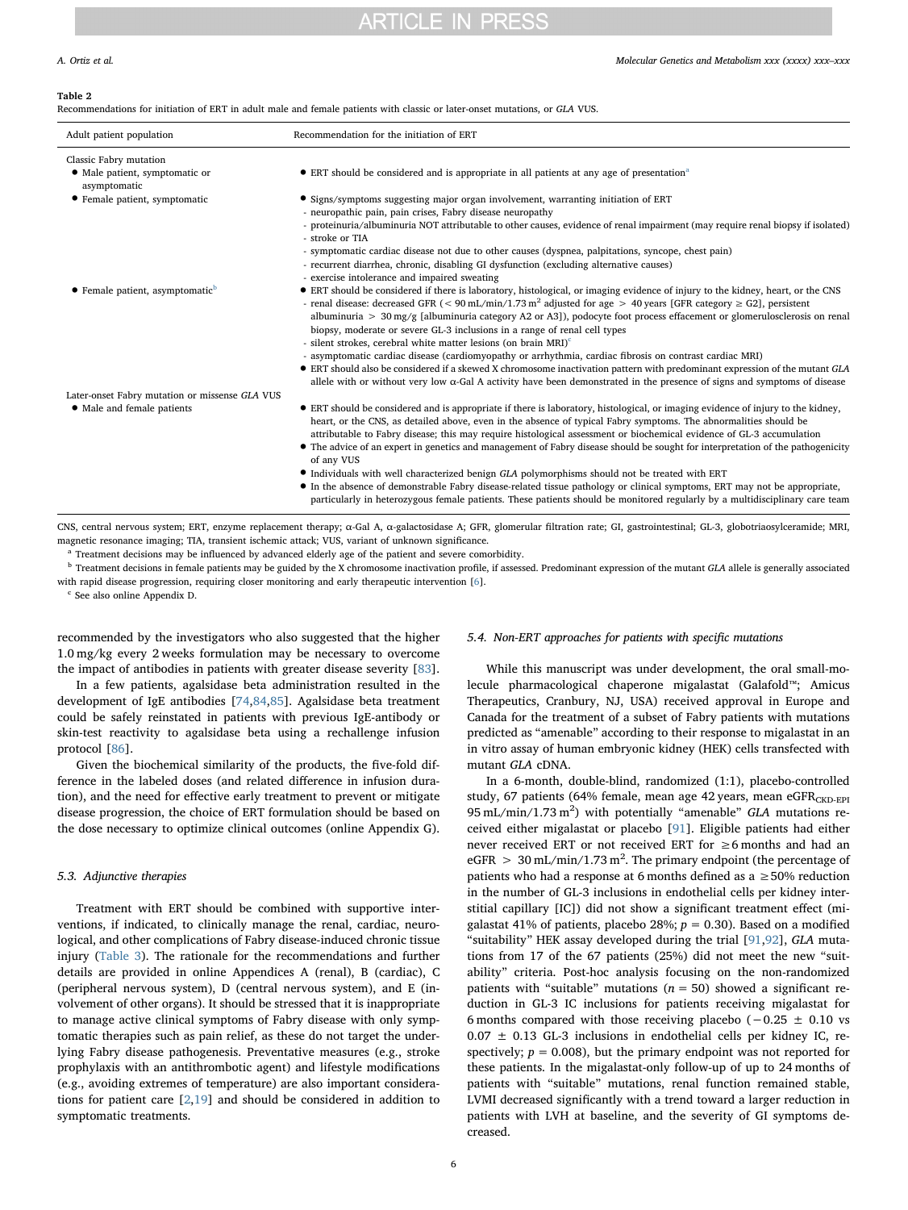**Table 2**
Recommendations for initiation of ERT in adult male and female patients with classic or later-onset mutations, or *GLA* VUS.

| Adult patient population | Recommendation for the initiation of ERT |
|---|---|
| Classic Fabry mutation | |
| • Male patient, symptomatic or asymptomatic | • ERT should be considered and is appropriate in all patients at any age of presentation[a] |
| • Female patient, symptomatic | • Signs/symptoms suggesting major organ involvement, warranting initiation of ERT<br>- neuropathic pain, pain crises, Fabry disease neuropathy<br>- proteinuria/albuminuria NOT attributable to other causes, evidence of renal impairment (may require renal biopsy if isolated)<br>- stroke or TIA<br>- symptomatic cardiac disease not due to other causes (dyspnea, palpitations, syncope, chest pain)<br>- recurrent diarrhea, chronic, disabling GI dysfunction (excluding alternative causes)<br>- exercise intolerance and impaired sweating |
| • Female patient, asymptomatic[b] | • ERT should be considered if there is laboratory, histological, or imaging evidence of injury to the kidney, heart, or the CNS<br>- renal disease: decreased GFR (< 90 mL/min/1.73 $m^2$ adjusted for age > 40 years [GFR category ≥ G2], persistent albuminuria > 30 mg/g [albuminuria category A2 or A3]), podocyte foot process effacement or glomerulosclerosis on renal biopsy, moderate or severe GL-3 inclusions in a range of renal cell types<br>- silent strokes, cerebral white matter lesions (on brain MRI)[c]<br>- asymptomatic cardiac disease (cardiomyopathy or arrhythmia, cardiac fibrosis on contrast cardiac MRI)<br>• ERT should also be considered if a skewed X chromosome inactivation pattern with predominant expression of the mutant *GLA* allele with or without very low α-Gal A activity have been demonstrated in the presence of signs and symptoms of disease |
| Later-onset Fabry mutation or missense *GLA* VUS | |
| • Male and female patients | • ERT should be considered and is appropriate if there is laboratory, histological, or imaging evidence of injury to the kidney, heart, or the CNS, as detailed above, even in the absence of typical Fabry symptoms. The abnormalities should be attributable to Fabry disease; this may require histological assessment or biochemical evidence of GL-3 accumulation<br>• The advice of an expert in genetics and management of Fabry disease should be sought for interpretation of the pathogenicity of any VUS<br>• Individuals with well characterized benign *GLA* polymorphisms should not be treated with ERT<br>• In the absence of demonstrable Fabry disease-related tissue pathology or clinical symptoms, ERT may not be appropriate, particularly in heterozygous female patients. These patients should be monitored regularly by a multidisciplinary care team |

CNS, central nervous system; ERT, enzyme replacement therapy; α-Gal A, α-galactosidase A; GFR, glomerular filtration rate; GI, gastrointestinal; GL-3, globotriaosylceramide; MRI, magnetic resonance imaging; TIA, transient ischemic attack; VUS, variant of unknown significance.

[a] Treatment decisions may be influenced by advanced elderly age of the patient and severe comorbidity.

[b] Treatment decisions in female patients may be guided by the X chromosome inactivation profile, if assessed. Predominant expression of the mutant *GLA* allele is generally associated with rapid disease progression, requiring closer monitoring and early therapeutic intervention [6].

[c] See also online Appendix D.

recommended by the investigators who also suggested that the higher 1.0 mg/kg every 2 weeks formulation may be necessary to overcome the impact of antibodies in patients with greater disease severity [83].

In a few patients, agalsidase beta administration resulted in the development of IgE antibodies [74,84,85]. Agalsidase beta treatment could be safely reinstated in patients with previous IgE-antibody or skin-test reactivity to agalsidase beta using a rechallenge infusion protocol [86].

Given the biochemical similarity of the products, the five-fold difference in the labeled doses (and related difference in infusion duration), and the need for effective early treatment to prevent or mitigate disease progression, the choice of ERT formulation should be based on the dose necessary to optimize clinical outcomes (online Appendix G).

### 5.3. Adjunctive therapies

Treatment with ERT should be combined with supportive interventions, if indicated, to clinically manage the renal, cardiac, neurological, and other complications of Fabry disease-induced chronic tissue injury (Table 3). The rationale for the recommendations and further details are provided in online Appendices A (renal), B (cardiac), C (peripheral nervous system), D (central nervous system), and E (involvement of other organs). It should be stressed that it is inappropriate to manage active clinical symptoms of Fabry disease with only symptomatic therapies such as pain relief, as these do not target the underlying Fabry disease pathogenesis. Preventative measures (e.g., stroke prophylaxis with an antithrombotic agent) and lifestyle modifications (e.g., avoiding extremes of temperature) are also important considerations for patient care [2,19] and should be considered in addition to symptomatic treatments.

### 5.4. Non-ERT approaches for patients with specific mutations

While this manuscript was under development, the oral small-molecule pharmacological chaperone migalastat (Galafold™; Amicus Therapeutics, Cranbury, NJ, USA) received approval in Europe and Canada for the treatment of a subset of Fabry patients with mutations predicted as "amenable" according to their response to migalastat in an in vitro assay of human embryonic kidney (HEK) cells transfected with mutant *GLA* cDNA.

In a 6-month, double-blind, randomized (1:1), placebo-controlled study, 67 patients (64% female, mean age 42 years, mean $eGFR_{CKD\text{-}EPI}$ 95 mL/min/1.73 $m^2$) with potentially "amenable" *GLA* mutations received either migalastat or placebo [91]. Eligible patients had either never received ERT or not received ERT for ≥6 months and had an eGFR > 30 mL/min/1.73 $m^2$. The primary endpoint (the percentage of patients who had a response at 6 months defined as a ≥50% reduction in the number of GL-3 inclusions in endothelial cells per kidney interstitial capillary [IC]) did not show a significant treatment effect (migalastat 41% of patients, placebo 28%; $p = 0.30$). Based on a modified "suitability" HEK assay developed during the trial [91,92], *GLA* mutations from 17 of the 67 patients (25%) did not meet the new "suitability" criteria. Post-hoc analysis focusing on the non-randomized patients with "suitable" mutations ($n = 50$) showed a significant reduction in GL-3 IC inclusions for patients receiving migalastat for 6 months compared with those receiving placebo ($-0.25 \pm 0.10$ vs $0.07 \pm 0.13$ GL-3 inclusions in endothelial cells per kidney IC, respectively; $p = 0.008$), but the primary endpoint was not reported for these patients. In the migalastat-only follow-up of up to 24 months of patients with "suitable" mutations, renal function remained stable, LVMI decreased significantly with a trend toward a larger reduction in patients with LVH at baseline, and the severity of GI symptoms decreased.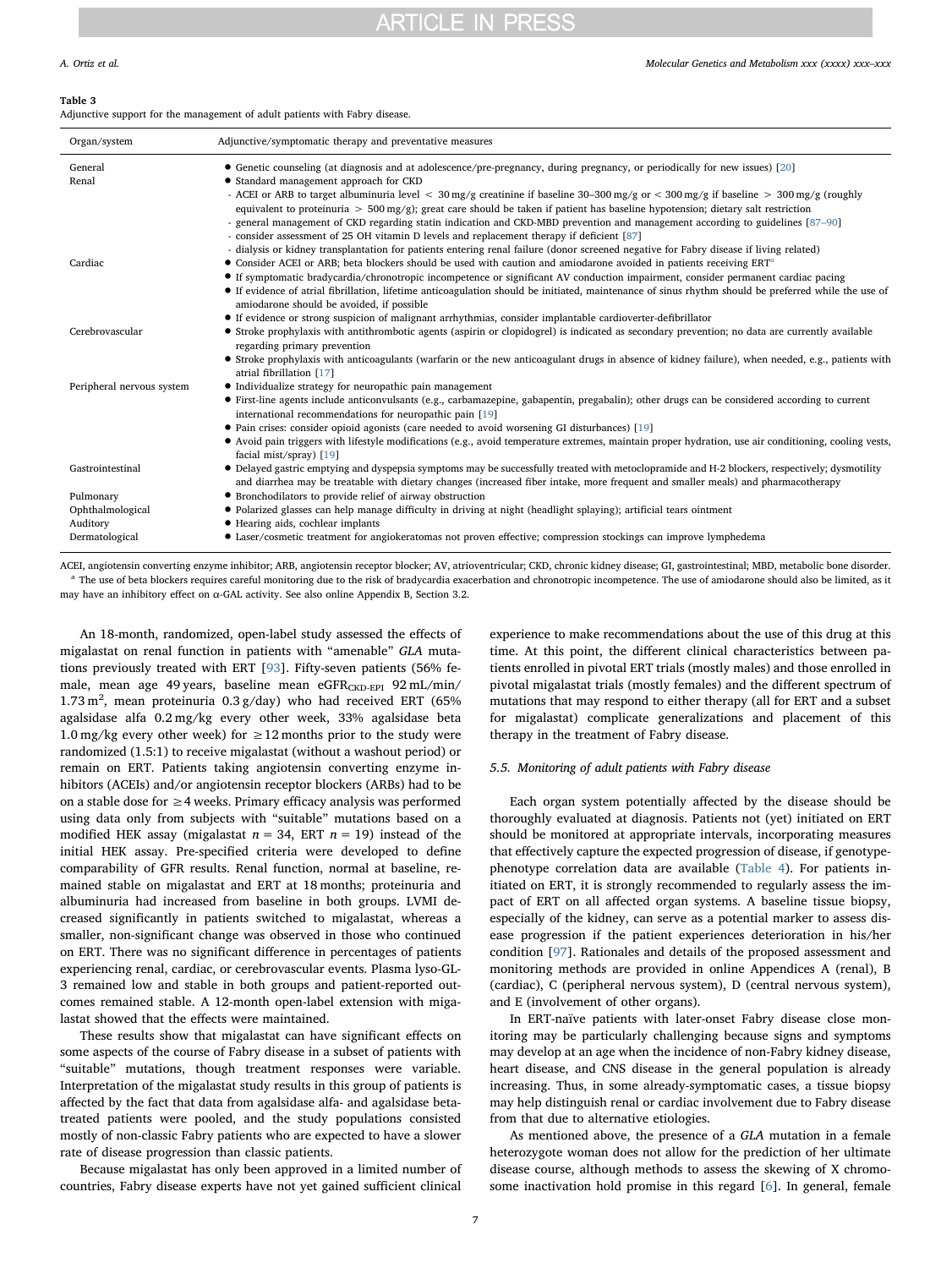**Table 3**
Adjunctive support for the management of adult patients with Fabry disease.

| Organ/system | Adjunctive/symptomatic therapy and preventative measures |
|---|---|
| General | • Genetic counseling (at diagnosis and at adolescence/pre-pregnancy, during pregnancy, or periodically for new issues) [20] |
| Renal | • Standard management approach for CKD<br>- ACEI or ARB to target albuminuria level < 30 mg/g creatinine if baseline 30–300 mg/g or < 300 mg/g if baseline > 300 mg/g (roughly equivalent to proteinuria > 500 mg/g); great care should be taken if patient has baseline hypotension; dietary salt restriction<br>- general management of CKD regarding statin indication and CKD-MBD prevention and management according to guidelines [87–90]<br>- consider assessment of 25 OH vitamin D levels and replacement therapy if deficient [87]<br>- dialysis or kidney transplantation for patients entering renal failure (donor screened negative for Fabry disease if living related) |
| Cardiac | • Consider ACEI or ARB; beta blockers should be used with caution and amiodarone avoided in patients receiving ERT[a]<br>• If symptomatic bradycardia/chronotropic incompetence or significant AV conduction impairment, consider permanent cardiac pacing<br>• If evidence of atrial fibrillation, lifetime anticoagulation should be initiated, maintenance of sinus rhythm should be preferred while the use of amiodarone should be avoided, if possible<br>• If evidence or strong suspicion of malignant arrhythmias, consider implantable cardioverter-defibrillator |
| Cerebrovascular | • Stroke prophylaxis with antithrombotic agents (aspirin or clopidogrel) is indicated as secondary prevention; no data are currently available regarding primary prevention<br>• Stroke prophylaxis with anticoagulants (warfarin or the new anticoagulant drugs in absence of kidney failure), when needed, e.g., patients with atrial fibrillation [17] |
| Peripheral nervous system | • Individualize strategy for neuropathic pain management<br>• First-line agents include anticonvulsants (e.g., carbamazepine, gabapentin, pregabalin); other drugs can be considered according to current international recommendations for neuropathic pain [19]<br>• Pain crises: consider opioid agonists (care needed to avoid worsening GI disturbances) [19]<br>• Avoid pain triggers with lifestyle modifications (e.g., avoid temperature extremes, maintain proper hydration, use air conditioning, cooling vests, facial mist/spray) [19] |
| Gastrointestinal | • Delayed gastric emptying and dyspepsia symptoms may be successfully treated with metoclopramide and H-2 blockers, respectively; dysmotility and diarrhea may be treatable with dietary changes (increased fiber intake, more frequent and smaller meals) and pharmacotherapy |
| Pulmonary | • Bronchodilators to provide relief of airway obstruction |
| Ophthalmological | • Polarized glasses can help manage difficulty in driving at night (headlight splaying); artificial tears ointment |
| Auditory | • Hearing aids, cochlear implants |
| Dermatological | • Laser/cosmetic treatment for angiokeratomas not proven effective; compression stockings can improve lymphedema |

ACEI, angiotensin converting enzyme inhibitor; ARB, angiotensin receptor blocker; AV, atrioventricular; CKD, chronic kidney disease; GI, gastrointestinal; MBD, metabolic bone disorder.
[a] The use of beta blockers requires careful monitoring due to the risk of bradycardia exacerbation and chronotropic incompetence. The use of amiodarone should also be limited, as it may have an inhibitory effect on α-GAL activity. See also online Appendix B, Section 3.2.

An 18-month, randomized, open-label study assessed the effects of migalastat on renal function in patients with "amenable" *GLA* mutations previously treated with ERT [93]. Fifty-seven patients (56% female, mean age 49 years, baseline mean $eGFR_{CKD\text{-}EPI}$ 92 mL/min/1.73 $m^2$, mean proteinuria 0.3 g/day) who had received ERT (65% agalsidase alfa 0.2 mg/kg every other week, 33% agalsidase beta 1.0 mg/kg every other week) for ≥12 months prior to the study were randomized (1.5:1) to receive migalastat (without a washout period) or remain on ERT. Patients taking angiotensin converting enzyme inhibitors (ACEIs) and/or angiotensin receptor blockers (ARBs) had to be on a stable dose for ≥4 weeks. Primary efficacy analysis was performed using data only from subjects with "suitable" mutations based on a modified HEK assay (migalastat $n = 34$, ERT $n = 19$) instead of the initial HEK assay. Pre-specified criteria were developed to define comparability of GFR results. Renal function, normal at baseline, remained stable on migalastat and ERT at 18 months; proteinuria and albuminuria had increased from baseline in both groups. LVMI decreased significantly in patients switched to migalastat, whereas a smaller, non-significant change was observed in those who continued on ERT. There was no significant difference in percentages of patients experiencing renal, cardiac, or cerebrovascular events. Plasma lyso-GL-3 remained low and stable in both groups and patient-reported outcomes remained stable. A 12-month open-label extension with migalastat showed that the effects were maintained.

These results show that migalastat can have significant effects on some aspects of the course of Fabry disease in a subset of patients with "suitable" mutations, though treatment responses were variable. Interpretation of the migalastat study results in this group of patients is affected by the fact that data from agalsidase alfa- and agalsidase beta-treated patients were pooled, and the study populations consisted mostly of non-classic Fabry patients who are expected to have a slower rate of disease progression than classic patients.

Because migalastat has only been approved in a limited number of countries, Fabry disease experts have not yet gained sufficient clinical experience to make recommendations about the use of this drug at this time. At this point, the different clinical characteristics between patients enrolled in pivotal ERT trials (mostly males) and those enrolled in pivotal migalastat trials (mostly females) and the different spectrum of mutations that may respond to either therapy (all for ERT and a subset for migalastat) complicate generalizations and placement of this therapy in the treatment of Fabry disease.

### 5.5. Monitoring of adult patients with Fabry disease

Each organ system potentially affected by the disease should be thoroughly evaluated at diagnosis. Patients not (yet) initiated on ERT should be monitored at appropriate intervals, incorporating measures that effectively capture the expected progression of disease, if genotype-phenotype correlation data are available (Table 4). For patients initiated on ERT, it is strongly recommended to regularly assess the impact of ERT on all affected organ systems. A baseline tissue biopsy, especially of the kidney, can serve as a potential marker to assess disease progression if the patient experiences deterioration in his/her condition [97]. Rationales and details of the proposed assessment and monitoring methods are provided in online Appendices A (renal), B (cardiac), C (peripheral nervous system), D (central nervous system), and E (involvement of other organs).

In ERT-naïve patients with later-onset Fabry disease close monitoring may be particularly challenging because signs and symptoms may develop at an age when the incidence of non-Fabry kidney disease, heart disease, and CNS disease in the general population is already increasing. Thus, in some already-symptomatic cases, a tissue biopsy may help distinguish renal or cardiac involvement due to Fabry disease from that due to alternative etiologies.

As mentioned above, the presence of a *GLA* mutation in a female heterozygote woman does not allow for the prediction of her ultimate disease course, although methods to assess the skewing of X chromosome inactivation hold promise in this regard [6]. In general, female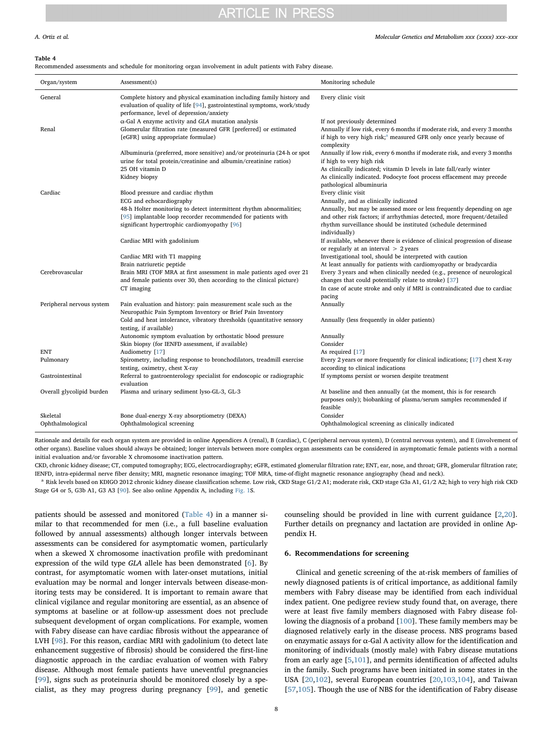**Table 4**
Recommended assessments and schedule for monitoring organ involvement in adult patients with Fabry disease.

| Organ/system | Assessment(s) | Monitoring schedule |
|---|---|---|
| General | Complete history and physical examination including family history and evaluation of quality of life [94], gastrointestinal symptoms, work/study performance, level of depression/anxiety | Every clinic visit |
| | α-Gal A enzyme activity and *GLA* mutation analysis | If not previously determined |
| Renal | Glomerular filtration rate (measured GFR [preferred] or estimated [eGFR] using appropriate formulae) | Annually if low risk, every 6 months if moderate risk, and every 3 months if high to very high risk;[a] measured GFR only once yearly because of complexity |
| | Albuminuria (preferred, more sensitive) and/or proteinuria (24-h or spot urine for total protein/creatinine and albumin/creatinine ratios) | Annually if low risk, every 6 months if moderate risk, and every 3 months if high to very high risk |
| | 25 OH vitamin D | As clinically indicated; vitamin D levels in late fall/early winter |
| | Kidney biopsy | As clinically indicated. Podocyte foot process effacement may precede pathological albuminuria |
| Cardiac | Blood pressure and cardiac rhythm | Every clinic visit |
| | ECG and echocardiography | Annually, and as clinically indicated |
| | 48-h Holter monitoring to detect intermittent rhythm abnormalities; [95] implantable loop recorder recommended for patients with significant hypertrophic cardiomyopathy [96] | Annually, but may be assessed more or less frequently depending on age and other risk factors; if arrhythmias detected, more frequent/detailed rhythm surveillance should be instituted (schedule determined individually) |
| | Cardiac MRI with gadolinium | If available, whenever there is evidence of clinical progression of disease or regularly at an interval > 2 years |
| | Cardiac MRI with T1 mapping | Investigational tool, should be interpreted with caution |
| | Brain natriuretic peptide | At least annually for patients with cardiomyopathy or bradycardia |
| Cerebrovascular | Brain MRI (TOF MRA at first assessment in male patients aged over 21 and female patients over 30, then according to the clinical picture) | Every 3 years and when clinically needed (e.g., presence of neurological changes that could potentially relate to stroke) [37] |
| | CT imaging | In case of acute stroke and only if MRI is contraindicated due to cardiac pacing |
| Peripheral nervous system | Pain evaluation and history: pain measurement scale such as the Neuropathic Pain Symptom Inventory or Brief Pain Inventory | Annually |
| | Cold and heat intolerance, vibratory thresholds (quantitative sensory testing, if available) | Annually (less frequently in older patients) |
| | Autonomic symptom evaluation by orthostatic blood pressure | Annually |
| | Skin biopsy (for IENFD assessment, if available) | Consider |
| ENT | Audiometry [17] | As required [17] |
| Pulmonary | Spirometry, including response to bronchodilators, treadmill exercise testing, oximetry, chest X-ray | Every 2 years or more frequently for clinical indications; [17] chest X-ray according to clinical indications |
| Gastrointestinal | Referral to gastroenterology specialist for endoscopic or radiographic evaluation | If symptoms persist or worsen despite treatment |
| Overall glycolipid burden | Plasma and urinary sediment lyso-GL-3, GL-3 | At baseline and then annually (at the moment, this is for research purposes only); biobanking of plasma/serum samples recommended if feasible |
| Skeletal | Bone dual-energy X-ray absorptiometry (DEXA) | Consider |
| Ophthalmological | Ophthalmological screening | Ophthalmological screening as clinically indicated |

Rationale and details for each organ system are provided in online Appendices A (renal), B (cardiac), C (peripheral nervous system), D (central nervous system), and E (involvement of other organs). Baseline values should always be obtained; longer intervals between more complex organ assessments can be considered in asymptomatic female patients with a normal initial evaluation and/or favorable X chromosome inactivation pattern.

CKD, chronic kidney disease; CT, computed tomography; ECG, electrocardiography; eGFR, estimated glomerular filtration rate; ENT, ear, nose, and throat; GFR, glomerular filtration rate; IENFD, intra-epidermal nerve fiber density; MRI, magnetic resonance imaging; TOF MRA, time-of-flight magnetic resonance angiography (head and neck).

[a] Risk levels based on KDIGO 2012 chronic kidney disease classification scheme. Low risk, CKD Stage G1/2 A1; moderate risk, CKD stage G3a A1, G1/2 A2; high to very high risk CKD Stage G4 or 5, G3b A1, G3 A3 [90]. See also online Appendix A, including Fig. 1S.

patients should be assessed and monitored (Table 4) in a manner similar to that recommended for men (i.e., a full baseline evaluation followed by annual assessments) although longer intervals between assessments can be considered for asymptomatic women, particularly when a skewed X chromosome inactivation profile with predominant expression of the wild type *GLA* allele has been demonstrated [6]. By contrast, for asymptomatic women with later-onset mutations, initial evaluation may be normal and longer intervals between disease-monitoring tests may be considered. It is important to remain aware that clinical vigilance and regular monitoring are essential, as an absence of symptoms at baseline or at follow-up assessment does not preclude subsequent development of organ complications. For example, women with Fabry disease can have cardiac fibrosis without the appearance of LVH [98]. For this reason, cardiac MRI with gadolinium (to detect late enhancement suggestive of fibrosis) should be considered the first-line diagnostic approach in the cardiac evaluation of women with Fabry disease. Although most female patients have uneventful pregnancies [99], signs such as proteinuria should be monitored closely by a specialist, as they may progress during pregnancy [99], and genetic counseling should be provided in line with current guidance [2,20]. Further details on pregnancy and lactation are provided in online Appendix H.

## 6. Recommendations for screening

Clinical and genetic screening of the at-risk members of families of newly diagnosed patients is of critical importance, as additional family members with Fabry disease may be identified from each individual index patient. One pedigree review study found that, on average, there were at least five family members diagnosed with Fabry disease following the diagnosis of a proband [100]. These family members may be diagnosed relatively early in the disease process. NBS programs based on enzymatic assays for α-Gal A activity allow for the identification and monitoring of individuals (mostly male) with Fabry disease mutations from an early age [5,101], and permits identification of affected adults in the family. Such programs have been initiated in some states in the USA [20,102], several European countries [20,103,104], and Taiwan [57,105]. Though the use of NBS for the identification of Fabry disease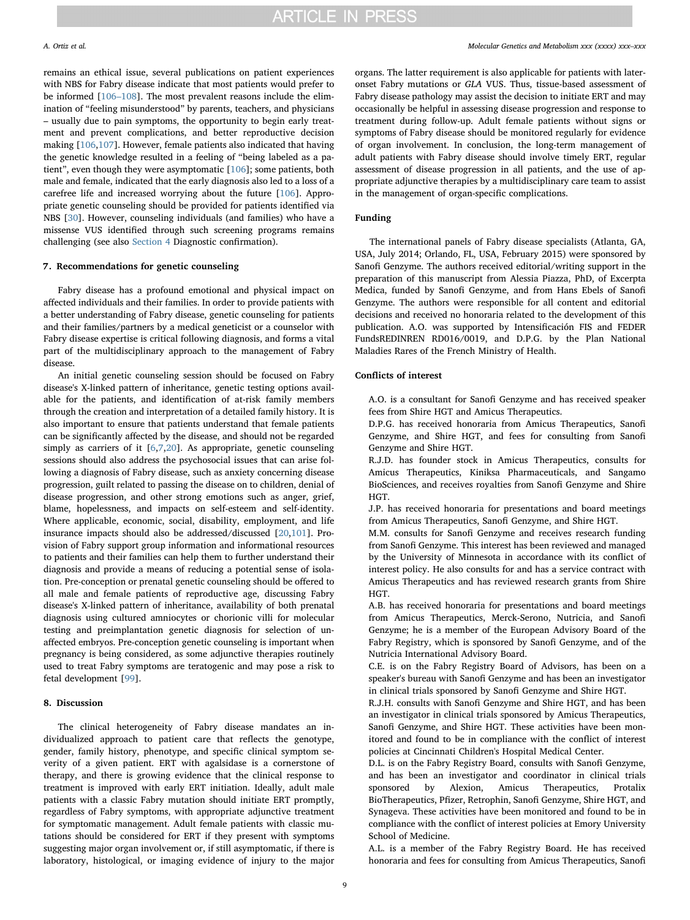remains an ethical issue, several publications on patient experiences with NBS for Fabry disease indicate that most patients would prefer to be informed [106–108]. The most prevalent reasons include the elimination of "feeling misunderstood" by parents, teachers, and physicians – usually due to pain symptoms, the opportunity to begin early treatment and prevent complications, and better reproductive decision making [106,107]. However, female patients also indicated that having the genetic knowledge resulted in a feeling of "being labeled as a patient", even though they were asymptomatic [106]; some patients, both male and female, indicated that the early diagnosis also led to a loss of a carefree life and increased worrying about the future [106]. Appropriate genetic counseling should be provided for patients identified via NBS [30]. However, counseling individuals (and families) who have a missense VUS identified through such screening programs remains challenging (see also Section 4 Diagnostic confirmation).

## 7. Recommendations for genetic counseling

Fabry disease has a profound emotional and physical impact on affected individuals and their families. In order to provide patients with a better understanding of Fabry disease, genetic counseling for patients and their families/partners by a medical geneticist or a counselor with Fabry disease expertise is critical following diagnosis, and forms a vital part of the multidisciplinary approach to the management of Fabry disease.

An initial genetic counseling session should be focused on Fabry disease's X-linked pattern of inheritance, genetic testing options available for the patients, and identification of at-risk family members through the creation and interpretation of a detailed family history. It is also important to ensure that patients understand that female patients can be significantly affected by the disease, and should not be regarded simply as carriers of it [6,7,20]. As appropriate, genetic counseling sessions should also address the psychosocial issues that can arise following a diagnosis of Fabry disease, such as anxiety concerning disease progression, guilt related to passing the disease on to children, denial of disease progression, and other strong emotions such as anger, grief, blame, hopelessness, and impacts on self-esteem and self-identity. Where applicable, economic, social, disability, employment, and life insurance impacts should also be addressed/discussed [20,101]. Provision of Fabry support group information and informational resources to patients and their families can help them to further understand their diagnosis and provide a means of reducing a potential sense of isolation. Pre-conception or prenatal genetic counseling should be offered to all male and female patients of reproductive age, discussing Fabry disease's X-linked pattern of inheritance, availability of both prenatal diagnosis using cultured amniocytes or chorionic villi for molecular testing and preimplantation genetic diagnosis for selection of unaffected embryos. Pre-conception genetic counseling is important when pregnancy is being considered, as some adjunctive therapies routinely used to treat Fabry symptoms are teratogenic and may pose a risk to fetal development [99].

## 8. Discussion

The clinical heterogeneity of Fabry disease mandates an individualized approach to patient care that reflects the genotype, gender, family history, phenotype, and specific clinical symptom severity of a given patient. ERT with agalsidase is a cornerstone of therapy, and there is growing evidence that the clinical response to treatment is improved with early ERT initiation. Ideally, adult male patients with a classic Fabry mutation should initiate ERT promptly, regardless of Fabry symptoms, with appropriate adjunctive treatment for symptomatic management. Adult female patients with classic mutations should be considered for ERT if they present with symptoms suggesting major organ involvement or, if still asymptomatic, if there is laboratory, histological, or imaging evidence of injury to the major organs. The latter requirement is also applicable for patients with later-onset Fabry mutations or *GLA* VUS. Thus, tissue-based assessment of Fabry disease pathology may assist the decision to initiate ERT and may occasionally be helpful in assessing disease progression and response to treatment during follow-up. Adult female patients without signs or symptoms of Fabry disease should be monitored regularly for evidence of organ involvement. In conclusion, the long-term management of adult patients with Fabry disease should involve timely ERT, regular assessment of disease progression in all patients, and the use of appropriate adjunctive therapies by a multidisciplinary care team to assist in the management of organ-specific complications.

## Funding

The international panels of Fabry disease specialists (Atlanta, GA, USA, July 2014; Orlando, FL, USA, February 2015) were sponsored by Sanofi Genzyme. The authors received editorial/writing support in the preparation of this manuscript from Alessia Piazza, PhD, of Excerpta Medica, funded by Sanofi Genzyme, and from Hans Ebels of Sanofi Genzyme. The authors were responsible for all content and editorial decisions and received no honoraria related to the development of this publication. A.O. was supported by Intensificación FIS and FEDER FundsREDINREN RD016/0019, and D.P.G. by the Plan National Maladies Rares of the French Ministry of Health.

## Conflicts of interest

A.O. is a consultant for Sanofi Genzyme and has received speaker fees from Shire HGT and Amicus Therapeutics.

D.P.G. has received honoraria from Amicus Therapeutics, Sanofi Genzyme, and Shire HGT, and fees for consulting from Sanofi Genzyme and Shire HGT.

R.J.D. has founder stock in Amicus Therapeutics, consults for Amicus Therapeutics, Kiniksa Pharmaceuticals, and Sangamo BioSciences, and receives royalties from Sanofi Genzyme and Shire HGT.

J.P. has received honoraria for presentations and board meetings from Amicus Therapeutics, Sanofi Genzyme, and Shire HGT.

M.M. consults for Sanofi Genzyme and receives research funding from Sanofi Genzyme. This interest has been reviewed and managed by the University of Minnesota in accordance with its conflict of interest policy. He also consults for and has a service contract with Amicus Therapeutics and has reviewed research grants from Shire HGT.

A.B. has received honoraria for presentations and board meetings from Amicus Therapeutics, Merck-Serono, Nutricia, and Sanofi Genzyme; he is a member of the European Advisory Board of the Fabry Registry, which is sponsored by Sanofi Genzyme, and of the Nutricia International Advisory Board.

C.E. is on the Fabry Registry Board of Advisors, has been on a speaker's bureau with Sanofi Genzyme and has been an investigator in clinical trials sponsored by Sanofi Genzyme and Shire HGT.

R.J.H. consults with Sanofi Genzyme and Shire HGT, and has been an investigator in clinical trials sponsored by Amicus Therapeutics, Sanofi Genzyme, and Shire HGT. These activities have been monitored and found to be in compliance with the conflict of interest policies at Cincinnati Children's Hospital Medical Center.

D.L. is on the Fabry Registry Board, consults with Sanofi Genzyme, and has been an investigator and coordinator in clinical trials sponsored by Alexion, Amicus Therapeutics, Protalix BioTherapeutics, Pfizer, Retrophin, Sanofi Genzyme, Shire HGT, and Synageva. These activities have been monitored and found to be in compliance with the conflict of interest policies at Emory University School of Medicine.

A.L. is a member of the Fabry Registry Board. He has received honoraria and fees for consulting from Amicus Therapeutics, Sanofi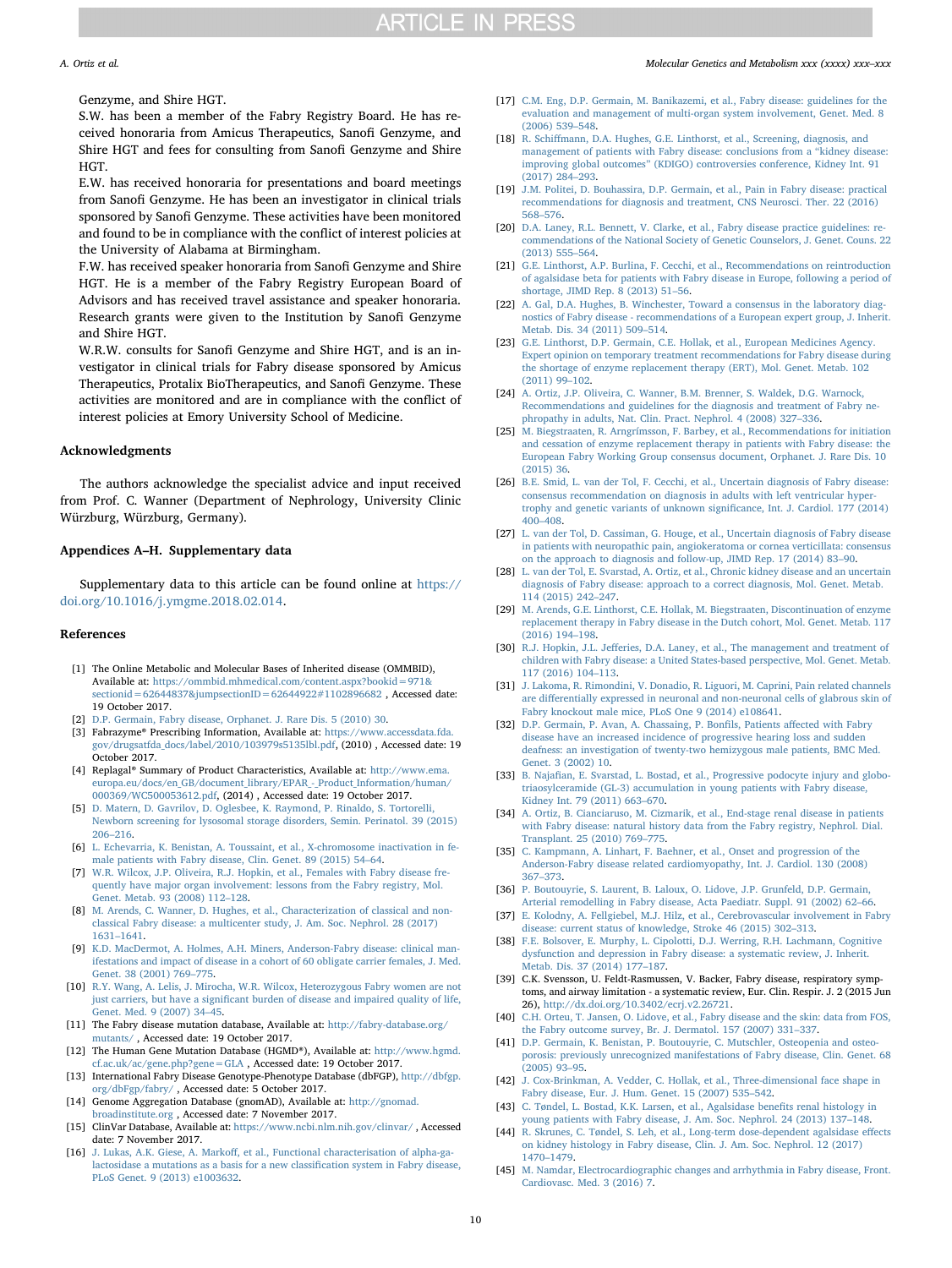Genzyme, and Shire HGT.

S.W. has been a member of the Fabry Registry Board. He has received honoraria from Amicus Therapeutics, Sanofi Genzyme, and Shire HGT and fees for consulting from Sanofi Genzyme and Shire HGT.

E.W. has received honoraria for presentations and board meetings from Sanofi Genzyme. He has been an investigator in clinical trials sponsored by Sanofi Genzyme. These activities have been monitored and found to be in compliance with the conflict of interest policies at the University of Alabama at Birmingham.

F.W. has received speaker honoraria from Sanofi Genzyme and Shire HGT. He is a member of the Fabry Registry European Board of Advisors and has received travel assistance and speaker honoraria. Research grants were given to the Institution by Sanofi Genzyme and Shire HGT.

W.R.W. consults for Sanofi Genzyme and Shire HGT, and is an investigator in clinical trials for Fabry disease sponsored by Amicus Therapeutics, Protalix BioTherapeutics, and Sanofi Genzyme. These activities are monitored and are in compliance with the conflict of interest policies at Emory University School of Medicine.

## Acknowledgments

The authors acknowledge the specialist advice and input received from Prof. C. Wanner (Department of Nephrology, University Clinic Würzburg, Würzburg, Germany).

## Appendices A–H. Supplementary data

Supplementary data to this article can be found online at https://doi.org/10.1016/j.ymgme.2018.02.014.

## References

[1] The Online Metabolic and Molecular Bases of Inherited disease (OMMBID), Available at: https://ommbid.mhmedical.com/content.aspx?bookid=971&sectionid=62644837&jumpsectionID=62644922#1102896682 , Accessed date: 19 October 2017.

[2] D.P. Germain, Fabry disease, Orphanet. J. Rare Dis. 5 (2010) 30.

[3] Fabrazyme® Prescribing Information, Available at: https://www.accessdata.fda.gov/drugsatfda_docs/label/2010/103979s5135lbl.pdf, (2010) , Accessed date: 19 October 2017.

[4] Replagal® Summary of Product Characteristics, Available at: http://www.ema.europa.eu/docs/en_GB/document_library/EPAR_-_Product_Information/human/000369/WC500053612.pdf, (2014) , Accessed date: 19 October 2017.

[5] D. Matern, D. Gavrilov, D. Oglesbee, K. Raymond, P. Rinaldo, S. Tortorelli, Newborn screening for lysosomal storage disorders, Semin. Perinatol. 39 (2015) 206–216.

[6] L. Echevarria, K. Benistan, A. Toussaint, et al., X-chromosome inactivation in female patients with Fabry disease, Clin. Genet. 89 (2015) 54–64.

[7] W.R. Wilcox, J.P. Oliveira, R.J. Hopkin, et al., Females with Fabry disease frequently have major organ involvement: lessons from the Fabry registry, Mol. Genet. Metab. 93 (2008) 112–128.

[8] M. Arends, C. Wanner, D. Hughes, et al., Characterization of classical and nonclassical Fabry disease: a multicenter study, J. Am. Soc. Nephrol. 28 (2017) 1631–1641.

[9] K.D. MacDermot, A. Holmes, A.H. Miners, Anderson-Fabry disease: clinical manifestations and impact of disease in a cohort of 60 obligate carrier females, J. Med. Genet. 38 (2001) 769–775.

[10] R.Y. Wang, A. Lelis, J. Mirocha, W.R. Wilcox, Heterozygous Fabry women are not just carriers, but have a significant burden of disease and impaired quality of life, Genet. Med. 9 (2007) 34–45.

[11] The Fabry disease mutation database, Available at: http://fabry-database.org/mutants/ , Accessed date: 19 October 2017.

[12] The Human Gene Mutation Database (HGMD®), Available at: http://www.hgmd.cf.ac.uk/ac/gene.php?gene=GLA , Accessed date: 19 October 2017.

[13] International Fabry Disease Genotype-Phenotype Database (dbFGP), http://dbfgp.org/dbFgp/fabry/ , Accessed date: 5 October 2017.

[14] Genome Aggregation Database (gnomAD), Available at: http://gnomad.broadinstitute.org , Accessed date: 7 November 2017.

[15] ClinVar Database, Available at: https://www.ncbi.nlm.nih.gov/clinvar/ , Accessed date: 7 November 2017.

[16] J. Lukas, A.K. Giese, A. Markoff, et al., Functional characterisation of alpha-galactosidase a mutations as a basis for a new classification system in Fabry disease, PLoS Genet. 9 (2013) e1003632.

[17] C.M. Eng, D.P. Germain, M. Banikazemi, et al., Fabry disease: guidelines for the evaluation and management of multi-organ system involvement, Genet. Med. 8 (2006) 539–548.

[18] R. Schiffmann, D.A. Hughes, G.E. Linthorst, et al., Screening, diagnosis, and management of patients with Fabry disease: conclusions from a "kidney disease: improving global outcomes" (KDIGO) controversies conference, Kidney Int. 91 (2017) 284–293.

[19] J.M. Politei, D. Bouhassira, D.P. Germain, et al., Pain in Fabry disease: practical recommendations for diagnosis and treatment, CNS Neurosci. Ther. 22 (2016) 568–576.

[20] D.A. Laney, R.L. Bennett, V. Clarke, et al., Fabry disease practice guidelines: recommendations of the National Society of Genetic Counselors, J. Genet. Couns. 22 (2013) 555–564.

[21] G.E. Linthorst, A.P. Burlina, F. Cecchi, et al., Recommendations on reintroduction of agalsidase beta for patients with Fabry disease in Europe, following a period of shortage, JIMD Rep. 8 (2013) 51–56.

[22] A. Gal, D.A. Hughes, B. Winchester, Toward a consensus in the laboratory diagnostics of Fabry disease - recommendations of a European expert group, J. Inherit. Metab. Dis. 34 (2011) 509–514.

[23] G.E. Linthorst, D.P. Germain, C.E. Hollak, et al., European Medicines Agency. Expert opinion on temporary treatment recommendations for Fabry disease during the shortage of enzyme replacement therapy (ERT), Mol. Genet. Metab. 102 (2011) 99–102.

[24] A. Ortiz, J.P. Oliveira, C. Wanner, B.M. Brenner, S. Waldek, D.G. Warnock, Recommendations and guidelines for the diagnosis and treatment of Fabry nephropathy in adults, Nat. Clin. Pract. Nephrol. 4 (2008) 327–336.

[25] M. Biegstraaten, R. Arngrímsson, F. Barbey, et al., Recommendations for initiation and cessation of enzyme replacement therapy in patients with Fabry disease: the European Fabry Working Group consensus document, Orphanet. J. Rare Dis. 10 (2015) 36.

[26] B.E. Smid, L. van der Tol, F. Cecchi, et al., Uncertain diagnosis of Fabry disease: consensus recommendation on diagnosis in adults with left ventricular hypertrophy and genetic variants of unknown significance, Int. J. Cardiol. 177 (2014) 400–408.

[27] L. van der Tol, D. Cassiman, G. Houge, et al., Uncertain diagnosis of Fabry disease in patients with neuropathic pain, angiokeratoma or cornea verticillata: consensus on the approach to diagnosis and follow-up, JIMD Rep. 17 (2014) 83–90.

[28] L. van der Tol, E. Svarstad, A. Ortiz, et al., Chronic kidney disease and an uncertain diagnosis of Fabry disease: approach to a correct diagnosis, Mol. Genet. Metab. 114 (2015) 242–247.

[29] M. Arends, G.E. Linthorst, C.E. Hollak, M. Biegstraaten, Discontinuation of enzyme replacement therapy in Fabry disease in the Dutch cohort, Mol. Genet. Metab. 117 (2016) 194–198.

[30] R.J. Hopkin, J.L. Jefferies, D.A. Laney, et al., The management and treatment of children with Fabry disease: a United States-based perspective, Mol. Genet. Metab. 117 (2016) 104–113.

[31] J. Lakoma, R. Rimondini, V. Donadio, R. Liguori, M. Caprini, Pain related channels are differentially expressed in neuronal and non-neuronal cells of glabrous skin of Fabry knockout male mice, PLoS One 9 (2014) e108641.

[32] D.P. Germain, P. Avan, A. Chassaing, P. Bonfils, Patients affected with Fabry disease have an increased incidence of progressive hearing loss and sudden deafness: an investigation of twenty-two hemizygous male patients, BMC Med. Genet. 3 (2002) 10.

[33] B. Najafian, E. Svarstad, L. Bostad, et al., Progressive podocyte injury and globotriaosylceramide (GL-3) accumulation in young patients with Fabry disease, Kidney Int. 79 (2011) 663–670.

[34] A. Ortiz, B. Cianciaruso, M. Cizmarik, et al., End-stage renal disease in patients with Fabry disease: natural history data from the Fabry registry, Nephrol. Dial. Transplant. 25 (2010) 769–775.

[35] C. Kampmann, A. Linhart, F. Baehner, et al., Onset and progression of the Anderson-Fabry disease related cardiomyopathy, Int. J. Cardiol. 130 (2008) 367–373.

[36] P. Boutouyrie, S. Laurent, B. Laloux, O. Lidove, J.P. Grunfeld, D.P. Germain, Arterial remodelling in Fabry disease, Acta Paediatr. Suppl. 91 (2002) 62–66.

[37] E. Kolodny, A. Fellgiebel, M.J. Hilz, et al., Cerebrovascular involvement in Fabry disease: current status of knowledge, Stroke 46 (2015) 302–313.

[38] F.E. Bolsover, E. Murphy, L. Cipolotti, D.J. Werring, R.H. Lachmann, Cognitive dysfunction and depression in Fabry disease: a systematic review, J. Inherit. Metab. Dis. 37 (2014) 177–187.

[39] C.K. Svensson, U. Feldt-Rasmussen, V. Backer, Fabry disease, respiratory symptoms, and airway limitation - a systematic review, Eur. Clin. Respir. J. 2 (2015 Jun 26), http://dx.doi.org/10.3402/ecrj.v2.26721.

[40] C.H. Orteu, T. Jansen, O. Lidove, et al., Fabry disease and the skin: data from FOS, the Fabry outcome survey, Br. J. Dermatol. 157 (2007) 331–337.

[41] D.P. Germain, K. Benistan, P. Boutouyrie, C. Mutschler, Osteopenia and osteoporosis: previously unrecognized manifestations of Fabry disease, Clin. Genet. 68 (2005) 93–95.

[42] J. Cox-Brinkman, A. Vedder, C. Hollak, et al., Three-dimensional face shape in Fabry disease, Eur. J. Hum. Genet. 15 (2007) 535–542.

[43] C. Tøndel, L. Bostad, K.K. Larsen, et al., Agalsidase benefits renal histology in young patients with Fabry disease, J. Am. Soc. Nephrol. 24 (2013) 137–148.

[44] R. Skrunes, C. Tøndel, S. Leh, et al., Long-term dose-dependent agalsidase effects on kidney histology in Fabry disease, Clin. J. Am. Soc. Nephrol. 12 (2017) 1470–1479.

[45] M. Namdar, Electrocardiographic changes and arrhythmia in Fabry disease, Front. Cardiovasc. Med. 3 (2016) 7.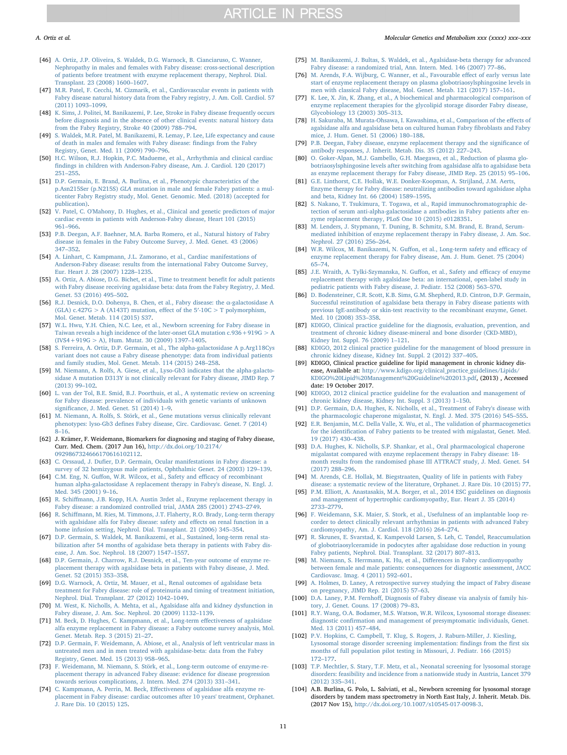[46] A. Ortiz, J.P. Oliveira, S. Waldek, D.G. Warnock, B. Cianciaruso, C. Wanner, Nephropathy in males and females with Fabry disease: cross-sectional description of patients before treatment with enzyme replacement therapy, Nephrol. Dial. Transplant. 23 (2008) 1600–1607.

[47] M.R. Patel, F. Cecchi, M. Cizmarik, et al., Cardiovascular events in patients with Fabry disease natural history data from the Fabry registry, J. Am. Coll. Cardiol. 57 (2011) 1093–1099.

[48] K. Sims, J. Politei, M. Banikazemi, P. Lee, Stroke in Fabry disease frequently occurs before diagnosis and in the absence of other clinical events: natural history data from the Fabry Registry, Stroke 40 (2009) 788–794.

[49] S. Waldek, M.R. Patel, M. Banikazemi, R. Lemay, P. Lee, Life expectancy and cause of death in males and females with Fabry disease: findings from the Fabry Registry, Genet. Med. 11 (2009) 790–796.

[50] H.C. Wilson, R.J. Hopkin, P.C. Madueme, et al., Arrhythmia and clinical cardiac findings in children with Anderson-Fabry disease, Am. J. Cardiol. 120 (2017) 251–255.

[51] D.P. Germain, E. Brand, A. Burlina, et al., Phenotypic characteristics of the p.Asn215Ser (p.N215S) *GLA* mutation in male and female Fabry patients: a multicenter Fabry Registry study, Mol. Genet. Genomic. Med. (2018) (accepted for publication).

[52] V. Patel, C. O'Mahony, D. Hughes, et al., Clinical and genetic predictors of major cardiac events in patients with Anderson-Fabry disease, Heart 101 (2015) 961–966.

[53] P.B. Deegan, A.F. Baehner, M.A. Barba Romero, et al., Natural history of Fabry disease in females in the Fabry Outcome Survey, J. Med. Genet. 43 (2006) 347–352.

[54] A. Linhart, C. Kampmann, J.L. Zamorano, et al., Cardiac manifestations of Anderson-Fabry disease: results from the international Fabry Outcome Survey, Eur. Heart J. 28 (2007) 1228–1235.

[55] A. Ortiz, A. Abiose, D.G. Bichet, et al., Time to treatment benefit for adult patients with Fabry disease receiving agalsidase beta: data from the Fabry Registry, J. Med. Genet. 53 (2016) 495–502.

[56] R.J. Desnick, D.O. Dohenya, B. Chen, et al., Fabry disease: the α-galactosidase A (GLA) c.427G > A (A143T) mutation, effect of the 5′-10C > T polymorphism, Mol. Genet. Metab. 114 (2015) S37.

[57] W.L. Hwu, Y.H. Chien, N.C. Lee, et al., Newborn screening for Fabry disease in Taiwan reveals a high incidence of the later-onset GLA mutation c.936+919G > A (IVS4+919G > A), Hum. Mutat. 30 (2009) 1397–1405.

[58] S. Ferreira, A. Ortiz, D.P. Germain, et al., The alpha-galactosidase A p.Arg118Cys variant does not cause a Fabry disease phenotype: data from individual patients and family studies, Mol. Genet. Metab. 114 (2015) 248–258.

[59] M. Niemann, A. Rolfs, A. Giese, et al., Lyso-Gb3 indicates that the alpha-galactosidase A mutation D313Y is not clinically relevant for Fabry disease, JIMD Rep. 7 (2013) 99–102.

[60] L. van der Tol, B.E. Smid, B.J. Poorthuis, et al., A systematic review on screening for Fabry disease: prevalence of individuals with genetic variants of unknown significance, J. Med. Genet. 51 (2014) 1–9.

[61] M. Niemann, A. Rolfs, S. Störk, et al., Gene mutations versus clinically relevant phenotypes: lyso-Gb3 defines Fabry disease, Circ. Cardiovasc. Genet. 7 (2014) 8–16.

[62] J. Krämer, F. Weidemann, Biomarkers for diagnosing and staging of Fabry disease, Curr. Med. Chem. (2017 Jun 16), http://dx.doi.org/10.2174/0929867324666170616102112.

[63] C. Orssaud, J. Dufier, D.P. Germain, Ocular manifestations in Fabry disease: a survey of 32 hemizygous male patients, Ophthalmic Genet. 24 (2003) 129–139.

[64] C.M. Eng, N. Guffon, W.R. Wilcox, et al., Safety and efficacy of recombinant human alpha-galactosidase A replacement therapy in Fabry's disease, N. Engl. J. Med. 345 (2001) 9–16.

[65] R. Schiffmann, J.B. Kopp, H.A. Austin 3rdet al., Enzyme replacement therapy in Fabry disease: a randomized controlled trial, JAMA 285 (2001) 2743–2749.

[66] R. Schiffmann, M. Ries, M. Timmons, J.T. Flaherty, R.O. Brady, Long-term therapy with agalsidase alfa for Fabry disease: safety and effects on renal function in a home infusion setting, Nephrol. Dial. Transplant. 21 (2006) 345–354.

[67] D.P. Germain, S. Waldek, M. Banikazemi, et al., Sustained, long-term renal stabilization after 54 months of agalsidase beta therapy in patients with Fabry disease, J. Am. Soc. Nephrol. 18 (2007) 1547–1557.

[68] D.P. Germain, J. Charrow, R.J. Desnick, et al., Ten-year outcome of enzyme replacement therapy with agalsidase beta in patients with Fabry disease, J. Med. Genet. 52 (2015) 353–358.

[69] D.G. Warnock, A. Ortiz, M. Mauer, et al., Renal outcomes of agalsidase beta treatment for Fabry disease: role of proteinuria and timing of treatment initiation, Nephrol. Dial. Transplant. 27 (2012) 1042–1049.

[70] M. West, K. Nicholls, A. Mehta, et al., Agalsidase alfa and kidney dysfunction in Fabry disease, J. Am. Soc. Nephrol. 20 (2009) 1132–1139.

[71] M. Beck, D. Hughes, C. Kampmann, et al., Long-term effectiveness of agalsidase alfa enzyme replacement in Fabry disease: a Fabry outcome survey analysis, Mol. Genet. Metab. Rep. 3 (2015) 21–27.

[72] D.P. Germain, F. Weidemann, A. Abiose, et al., Analysis of left ventricular mass in untreated men and in men treated with agalsidase-beta: data from the Fabry Registry, Genet. Med. 15 (2013) 958–965.

[73] F. Weidemann, M. Niemann, S. Störk, et al., Long-term outcome of enzyme-replacement therapy in advanced Fabry disease: evidence for disease progression towards serious complications, J. Intern. Med. 274 (2013) 331–341.

[74] C. Kampmann, A. Perrin, M. Beck, Effectiveness of agalsidase alfa enzyme replacement in Fabry disease: cardiac outcomes after 10 years' treatment, Orphanet. J. Rare Dis. 10 (2015) 125.

[75] M. Banikazemi, J. Bultas, S. Waldek, et al., Agalsidase-beta therapy for advanced Fabry disease: a randomized trial, Ann. Intern. Med. 146 (2007) 77–86.

[76] M. Arends, F.A. Wijburg, C. Wanner, et al., Favourable effect of early versus late start of enzyme replacement therapy on plasma globotriaosylsphingosine levels in men with classical Fabry disease, Mol. Genet. Metab. 121 (2017) 157–161.

[77] K. Lee, X. Jin, K. Zhang, et al., A biochemical and pharmacological comparison of enzyme replacement therapies for the glycolipid storage disorder Fabry disease, Glycobiology 13 (2003) 305–313.

[78] H. Sakuraba, M. Murata-Ohsawa, I. Kawashima, et al., Comparison of the effects of agalsidase alfa and agalsidase beta on cultured human Fabry fibroblasts and Fabry mice, J. Hum. Genet. 51 (2006) 180–188.

[79] P.B. Deegan, Fabry disease, enzyme replacement therapy and the significance of antibody responses, J. Inherit. Metab. Dis. 35 (2012) 227–243.

[80] O. Goker-Alpan, M.J. Gambello, G.H. Maegawa, et al., Reduction of plasma globotriaosylsphingosine levels after switching from agalsidase alfa to agalsidase beta as enzyme replacement therapy for Fabry disease, JIMD Rep. 25 (2015) 95–106.

[81] G.E. Linthorst, C.E. Hollak, W.E. Donker-Koopman, A. Strijland, J.M. Aerts, Enzyme therapy for Fabry disease: neutralizing antibodies toward agalsidase alpha and beta, Kidney Int. 66 (2004) 1589–1595.

[82] S. Nakano, T. Tsukimura, T. Togawa, et al., Rapid immunochromatographic detection of serum anti-alpha-galactosidase a antibodies in Fabry patients after enzyme replacement therapy, PLoS One 10 (2015) e0128351.

[83] M. Lenders, J. Stypmann, T. Duning, B. Schmitz, S.M. Brand, E. Brand, Serum-mediated inhibition of enzyme replacement therapy in Fabry disease, J. Am. Soc. Nephrol. 27 (2016) 256–264.

[84] W.R. Wilcox, M. Banikazemi, N. Guffon, et al., Long-term safety and efficacy of enzyme replacement therapy for Fabry disease, Am. J. Hum. Genet. 75 (2004) 65–74.

[85] J.E. Wraith, A. Tylki-Szymanska, N. Guffon, et al., Safety and efficacy of enzyme replacement therapy with agalsidase beta: an international, open-label study in pediatric patients with Fabry disease, J. Pediatr. 152 (2008) 563–570.

[86] D. Bodensteiner, C.R. Scott, K.B. Sims, G.M. Shepherd, R.D. Cintron, D.P. Germain, Successful reinstitution of agalsidase beta therapy in Fabry disease patients with previous IgE-antibody or skin-test reactivity to the recombinant enzyme, Genet. Med. 10 (2008) 353–358.

[87] KDIGO, Clinical practice guideline for the diagnosis, evaluation, prevention, and treatment of chronic kidney disease-mineral and bone disorder (CKD-MBD), Kidney Int. Suppl. 76 (2009) 1–121.

[88] KDIGO, 2012 clinical practice guideline for the management of blood pressure in chronic kidney disease, Kidney Int. Suppl. 2 (2012) 337–405.

[89] KDIGO, Clinical practice guideline for lipid management in chronic kidney disease, Available at: http://www.kdigo.org/clinical_practice_guidelines/Lipids/KDIGO%20Lipid%20Management%20Guideline%202013.pdf, (2013) , Accessed date: 19 October 2017.

[90] KDIGO, 2012 clinical practice guideline for the evaluation and management of chronic kidney disease, Kidney Int. Suppl. 3 (2013) 1–150.

[91] D.P. Germain, D.A. Hughes, K. Nicholls, et al., Treatment of Fabry's disease with the pharmacologic chaperone migalastat, N. Engl. J. Med. 375 (2016) 545–555.

[92] E.R. Benjamin, M.C. Della Valle, X. Wu, et al., The validation of pharmacogenetics for the identification of Fabry patients to be treated with migalastat, Genet. Med. 19 (2017) 430–438.

[93] D.A. Hughes, K. Nicholls, S.P. Shankar, et al., Oral pharmacological chaperone migalastat compared with enzyme replacement therapy in Fabry disease: 18-month results from the randomised phase III ATTRACT study, J. Med. Genet. 54 (2017) 288–296.

[94] M. Arends, C.E. Hollak, M. Biegstraaten, Quality of life in patients with Fabry disease: a systematic review of the literature, Orphanet. J. Rare Dis. 10 (2015) 77.

[95] P.M. Elliott, A. Anastasakis, M.A. Borger, et al., 2014 ESC guidelines on diagnosis and management of hypertrophic cardiomyopathy, Eur. Heart J. 35 (2014) 2733–2779.

[96] F. Weidemann, S.K. Maier, S. Stork, et al., Usefulness of an implantable loop recorder to detect clinically relevant arrhythmias in patients with advanced Fabry cardiomyopathy, Am. J. Cardiol. 118 (2016) 264–274.

[97] R. Skrunes, E. Svarstad, K. Kampevold Larsen, S. Leh, C. Tøndel, Reaccumulation of globotriaosylceramide in podocytes after agalsidase dose reduction in young Fabry patients, Nephrol. Dial. Transplant. 32 (2017) 807–813.

[98] M. Niemann, S. Herrmann, K. Hu, et al., Differences in Fabry cardiomyopathy between female and male patients: consequences for diagnostic assessment, JACC Cardiovasc. Imag. 4 (2011) 592–601.

[99] A. Holmes, D. Laney, A retrospective survey studying the impact of Fabry disease on pregnancy, JIMD Rep. 21 (2015) 57–63.

[100] D.A. Laney, P.M. Fernhoff, Diagnosis of Fabry disease via analysis of family history, J. Genet. Couns. 17 (2008) 79–83.

[101] R.Y. Wang, O.A. Bodamer, M.S. Watson, W.R. Wilcox, Lysosomal storage diseases: diagnostic confirmation and management of presymptomatic individuals, Genet. Med. 13 (2011) 457–484.

[102] P.V. Hopkins, C. Campbell, T. Klug, S. Rogers, J. Raburn-Miller, J. Kiesling, Lysosomal storage disorder screening implementation: findings from the first six months of full population pilot testing in Missouri, J. Pediatr. 166 (2015) 172–177.

[103] T.P. Mechtler, S. Stary, T.F. Metz, et al., Neonatal screening for lysosomal storage disorders: feasibility and incidence from a nationwide study in Austria, Lancet 379 (2012) 335–341.

[104] A.B. Burlina, G. Polo, L. Salviati, et al., Newborn screening for lysosomal storage disorders by tandem mass spectrometry in North East Italy, J. Inherit. Metab. Dis. (2017 Nov 15), http://dx.doi.org/10.1007/s10545-017-0098-3.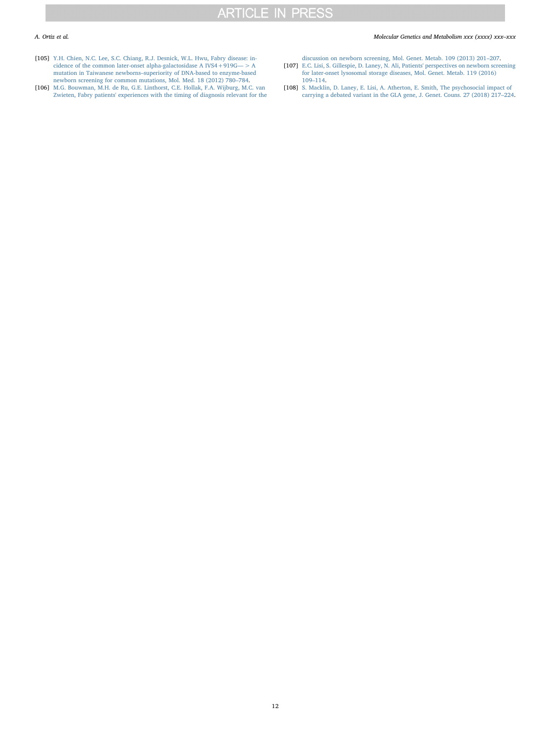[105] Y.H. Chien, N.C. Lee, S.C. Chiang, R.J. Desnick, W.L. Hwu, Fabry disease: incidence of the common later-onset alpha-galactosidase A IVS4 + 919G— > A mutation in Taiwanese newborns–superiority of DNA-based to enzyme-based newborn screening for common mutations, Mol. Med. 18 (2012) 780–784.

[106] M.G. Bouwman, M.H. de Ru, G.E. Linthorst, C.E. Hollak, F.A. Wijburg, M.C. van Zwieten, Fabry patients' experiences with the timing of diagnosis relevant for the discussion on newborn screening, Mol. Genet. Metab. 109 (2013) 201–207.

[107] E.C. Lisi, S. Gillespie, D. Laney, N. Ali, Patients' perspectives on newborn screening for later-onset lysosomal storage diseases, Mol. Genet. Metab. 119 (2016) 109–114.

[108] S. Macklin, D. Laney, E. Lisi, A. Atherton, E. Smith, The psychosocial impact of carrying a debated variant in the GLA gene, J. Genet. Couns. 27 (2018) 217–224.